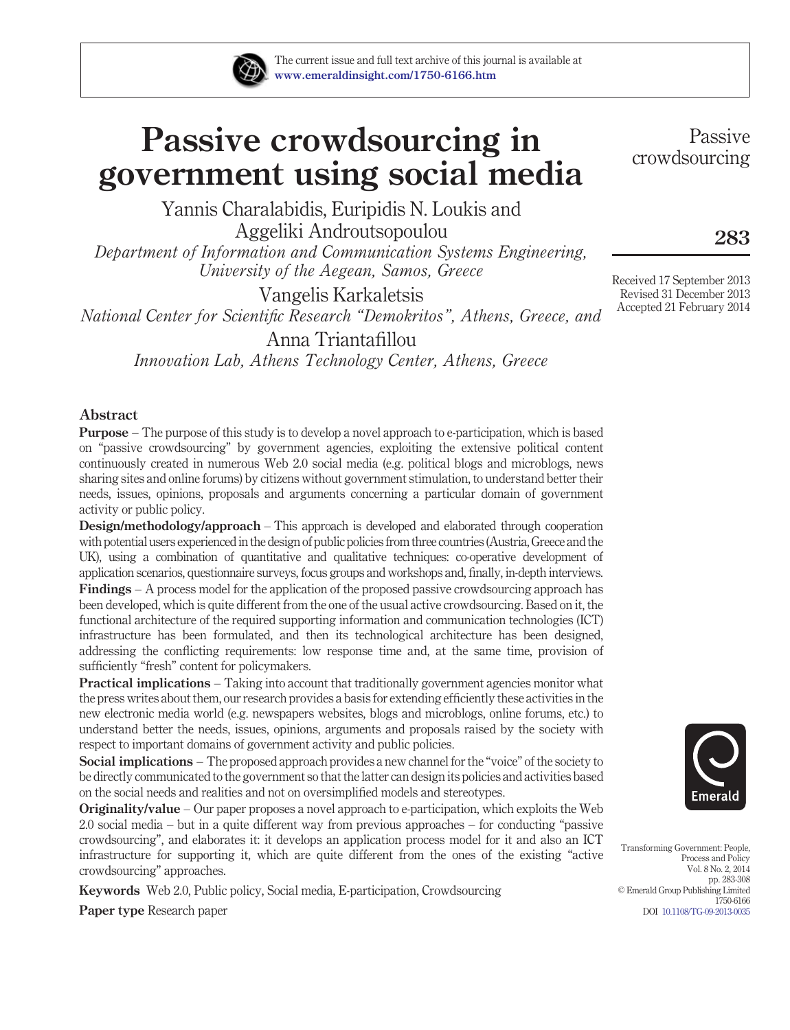# Passive crowdsourcing in government using social media

Yannis Charalabidis, Euripidis N. Loukis and Aggeliki Androutsopoulou

*Department of Information and Communication Systems Engineering, University of the Aegean, Samos, Greece*

Vangelis Karkaletsis

*National Center for Scientific Research "Demokritos", Athens, Greece, and*

Anna Triantafillou

*Innovation Lab, Athens Technology Center, Athens, Greece*

Received 17 September 2013
Revised 31 December 2013
Accepted 21 February 2014

## Abstract

**Purpose** – The purpose of this study is to develop a novel approach to e-participation, which is based on "passive crowdsourcing" by government agencies, exploiting the extensive political content continuously created in numerous Web 2.0 social media (e.g. political blogs and microblogs, news sharing sites and online forums) by citizens without government stimulation, to understand better their needs, issues, opinions, proposals and arguments concerning a particular domain of government activity or public policy.

**Design/methodology/approach** – This approach is developed and elaborated through cooperation with potential users experienced in the design of public policies from three countries (Austria, Greece and the UK), using a combination of quantitative and qualitative techniques: co-operative development of application scenarios, questionnaire surveys, focus groups and workshops and, finally, in-depth interviews.

**Findings** – A process model for the application of the proposed passive crowdsourcing approach has been developed, which is quite different from the one of the usual active crowdsourcing. Based on it, the functional architecture of the required supporting information and communication technologies (ICT) infrastructure has been formulated, and then its technological architecture has been designed, addressing the conflicting requirements: low response time and, at the same time, provision of sufficiently "fresh" content for policymakers.

**Practical implications** – Taking into account that traditionally government agencies monitor what the press writes about them, our research provides a basis for extending efficiently these activities in the new electronic media world (e.g. newspapers websites, blogs and microblogs, online forums, etc.) to understand better the needs, issues, opinions, arguments and proposals raised by the society with respect to important domains of government activity and public policies.

**Social implications** – The proposed approach provides a new channel for the "voice" of the society to be directly communicated to the government so that the latter can design its policies and activities based on the social needs and realities and not on oversimplified models and stereotypes.

**Originality/value** – Our paper proposes a novel approach to e-participation, which exploits the Web 2.0 social media – but in a quite different way from previous approaches – for conducting "passive crowdsourcing", and elaborates it: it develops an application process model for it and also an ICT infrastructure for supporting it, which are quite different from the ones of the existing "active crowdsourcing" approaches.

**Keywords** Web 2.0, Public policy, Social media, E-participation, Crowdsourcing

**Paper type** Research paper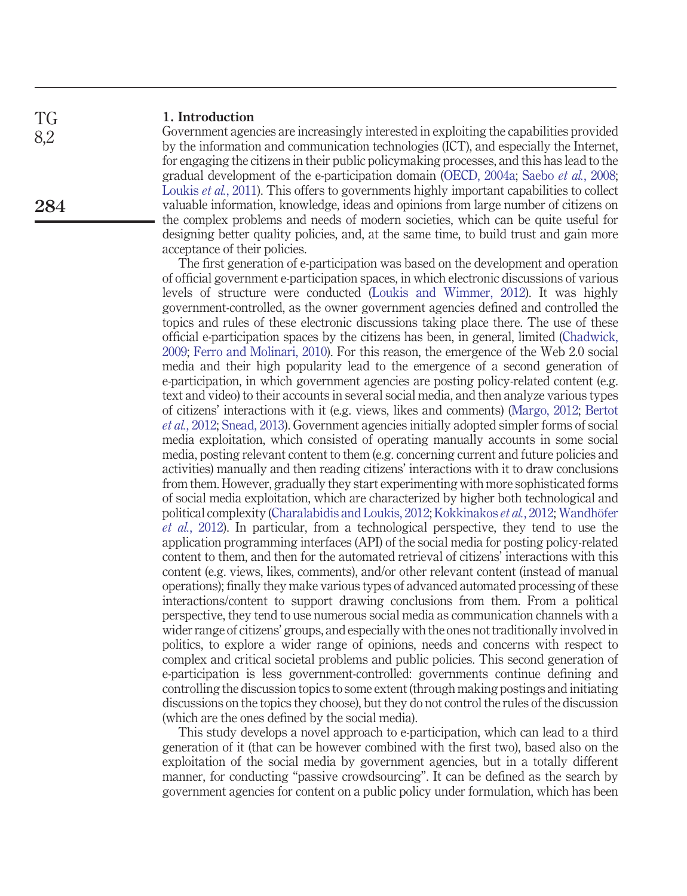## 1. Introduction

Government agencies are increasingly interested in exploiting the capabilities provided by the information and communication technologies (ICT), and especially the Internet, for engaging the citizens in their public policymaking processes, and this has lead to the gradual development of the e-participation domain (OECD, 2004a; Saebo *et al.*, 2008; Loukis *et al.*, 2011). This offers to governments highly important capabilities to collect valuable information, knowledge, ideas and opinions from large number of citizens on the complex problems and needs of modern societies, which can be quite useful for designing better quality policies, and, at the same time, to build trust and gain more acceptance of their policies.

The first generation of e-participation was based on the development and operation of official government e-participation spaces, in which electronic discussions of various levels of structure were conducted (Loukis and Wimmer, 2012). It was highly government-controlled, as the owner government agencies defined and controlled the topics and rules of these electronic discussions taking place there. The use of these official e-participation spaces by the citizens has been, in general, limited (Chadwick, 2009; Ferro and Molinari, 2010). For this reason, the emergence of the Web 2.0 social media and their high popularity lead to the emergence of a second generation of e-participation, in which government agencies are posting policy-related content (e.g. text and video) to their accounts in several social media, and then analyze various types of citizens' interactions with it (e.g. views, likes and comments) (Margo, 2012; Bertot *et al.*, 2012; Snead, 2013). Government agencies initially adopted simpler forms of social media exploitation, which consisted of operating manually accounts in some social media, posting relevant content to them (e.g. concerning current and future policies and activities) manually and then reading citizens' interactions with it to draw conclusions from them. However, gradually they start experimenting with more sophisticated forms of social media exploitation, which are characterized by higher both technological and political complexity (Charalabidis and Loukis, 2012; Kokkinakos *et al.*, 2012; Wandhöfer *et al.*, 2012). In particular, from a technological perspective, they tend to use the application programming interfaces (API) of the social media for posting policy-related content to them, and then for the automated retrieval of citizens' interactions with this content (e.g. views, likes, comments), and/or other relevant content (instead of manual operations); finally they make various types of advanced automated processing of these interactions/content to support drawing conclusions from them. From a political perspective, they tend to use numerous social media as communication channels with a wider range of citizens' groups, and especially with the ones not traditionally involved in politics, to explore a wider range of opinions, needs and concerns with respect to complex and critical societal problems and public policies. This second generation of e-participation is less government-controlled: governments continue defining and controlling the discussion topics to some extent (through making postings and initiating discussions on the topics they choose), but they do not control the rules of the discussion (which are the ones defined by the social media).

This study develops a novel approach to e-participation, which can lead to a third generation of it (that can be however combined with the first two), based also on the exploitation of the social media by government agencies, but in a totally different manner, for conducting "passive crowdsourcing". It can be defined as the search by government agencies for content on a public policy under formulation, which has been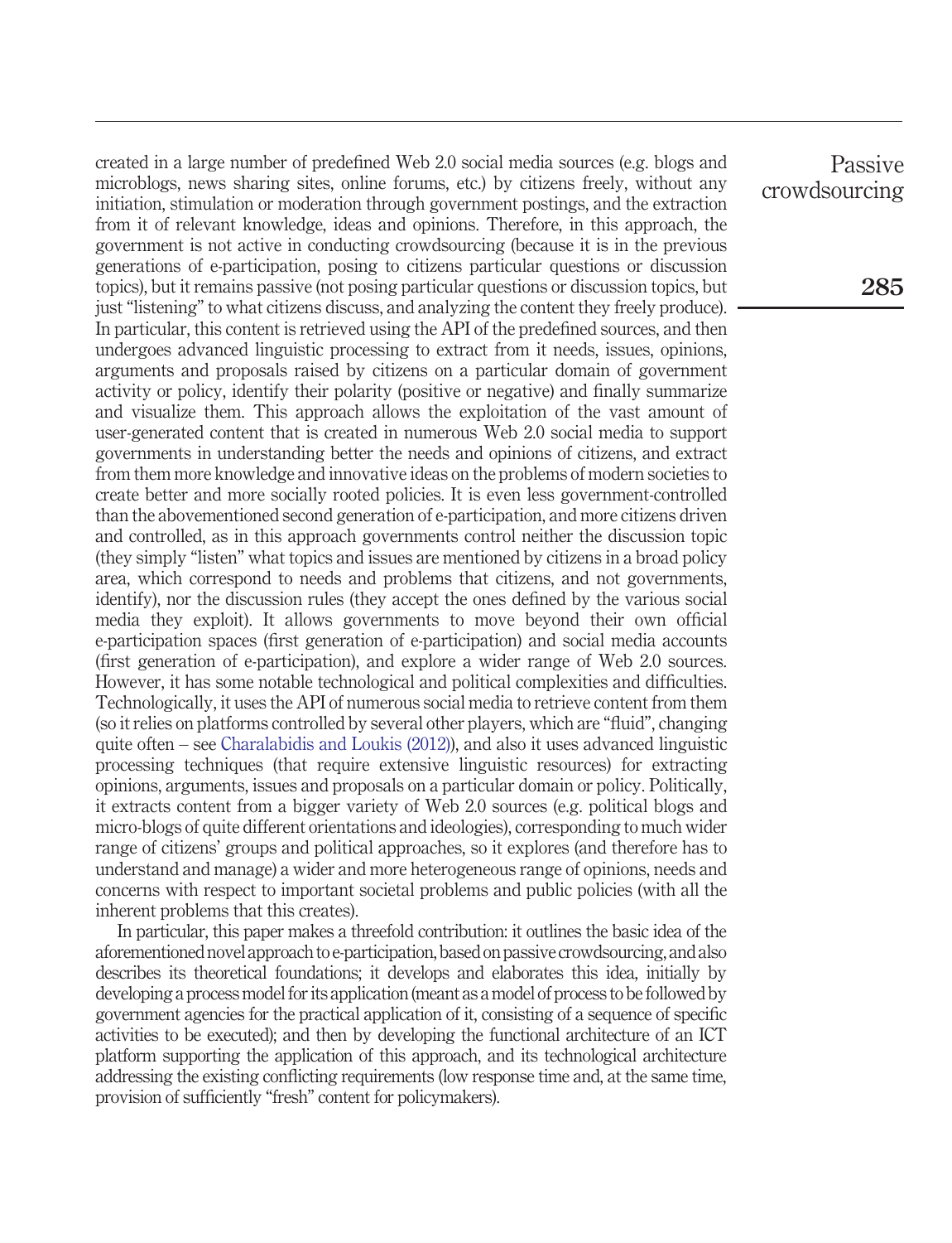created in a large number of predefined Web 2.0 social media sources (e.g. blogs and microblogs, news sharing sites, online forums, etc.) by citizens freely, without any initiation, stimulation or moderation through government postings, and the extraction from it of relevant knowledge, ideas and opinions. Therefore, in this approach, the government is not active in conducting crowdsourcing (because it is in the previous generations of e-participation, posing to citizens particular questions or discussion topics), but it remains passive (not posing particular questions or discussion topics, but just "listening" to what citizens discuss, and analyzing the content they freely produce). In particular, this content is retrieved using the API of the predefined sources, and then undergoes advanced linguistic processing to extract from it needs, issues, opinions, arguments and proposals raised by citizens on a particular domain of government activity or policy, identify their polarity (positive or negative) and finally summarize and visualize them. This approach allows the exploitation of the vast amount of user-generated content that is created in numerous Web 2.0 social media to support governments in understanding better the needs and opinions of citizens, and extract from them more knowledge and innovative ideas on the problems of modern societies to create better and more socially rooted policies. It is even less government-controlled than the abovementioned second generation of e-participation, and more citizens driven and controlled, as in this approach governments control neither the discussion topic (they simply "listen" what topics and issues are mentioned by citizens in a broad policy area, which correspond to needs and problems that citizens, and not governments, identify), nor the discussion rules (they accept the ones defined by the various social media they exploit). It allows governments to move beyond their own official e-participation spaces (first generation of e-participation) and social media accounts (first generation of e-participation), and explore a wider range of Web 2.0 sources. However, it has some notable technological and political complexities and difficulties. Technologically, it uses the API of numerous social media to retrieve content from them (so it relies on platforms controlled by several other players, which are "fluid", changing quite often – see Charalabidis and Loukis (2012)), and also it uses advanced linguistic processing techniques (that require extensive linguistic resources) for extracting opinions, arguments, issues and proposals on a particular domain or policy. Politically, it extracts content from a bigger variety of Web 2.0 sources (e.g. political blogs and micro-blogs of quite different orientations and ideologies), corresponding to much wider range of citizens' groups and political approaches, so it explores (and therefore has to understand and manage) a wider and more heterogeneous range of opinions, needs and concerns with respect to important societal problems and public policies (with all the inherent problems that this creates).

In particular, this paper makes a threefold contribution: it outlines the basic idea of the aforementioned novel approach to e-participation, based on passive crowdsourcing, and also describes its theoretical foundations; it develops and elaborates this idea, initially by developing a process model for its application (meant as a model of process to be followed by government agencies for the practical application of it, consisting of a sequence of specific activities to be executed); and then by developing the functional architecture of an ICT platform supporting the application of this approach, and its technological architecture addressing the existing conflicting requirements (low response time and, at the same time, provision of sufficiently "fresh" content for policymakers).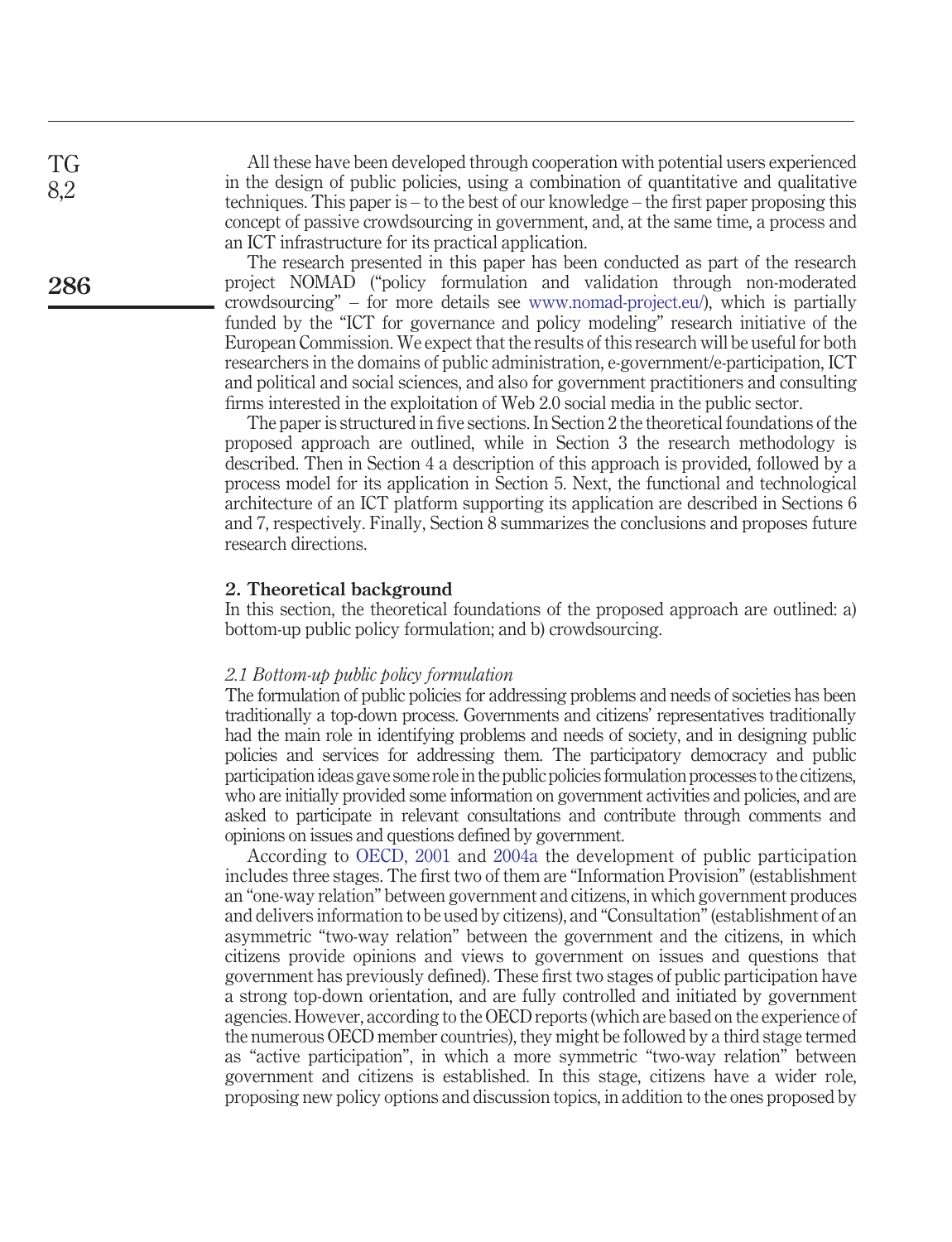All these have been developed through cooperation with potential users experienced in the design of public policies, using a combination of quantitative and qualitative techniques. This paper is – to the best of our knowledge – the first paper proposing this concept of passive crowdsourcing in government, and, at the same time, a process and an ICT infrastructure for its practical application.

The research presented in this paper has been conducted as part of the research project NOMAD ("policy formulation and validation through non-moderated crowdsourcing" – for more details see www.nomad-project.eu/), which is partially funded by the "ICT for governance and policy modeling" research initiative of the European Commission. We expect that the results of this research will be useful for both researchers in the domains of public administration, e-government/e-participation, ICT and political and social sciences, and also for government practitioners and consulting firms interested in the exploitation of Web 2.0 social media in the public sector.

The paper is structured in five sections. In Section 2 the theoretical foundations of the proposed approach are outlined, while in Section 3 the research methodology is described. Then in Section 4 a description of this approach is provided, followed by a process model for its application in Section 5. Next, the functional and technological architecture of an ICT platform supporting its application are described in Sections 6 and 7, respectively. Finally, Section 8 summarizes the conclusions and proposes future research directions.

## 2. Theoretical background

In this section, the theoretical foundations of the proposed approach are outlined: a) bottom-up public policy formulation; and b) crowdsourcing.

### *2.1 Bottom-up public policy formulation*

The formulation of public policies for addressing problems and needs of societies has been traditionally a top-down process. Governments and citizens' representatives traditionally had the main role in identifying problems and needs of society, and in designing public policies and services for addressing them. The participatory democracy and public participation ideas gave some role in the public policies formulation processes to the citizens, who are initially provided some information on government activities and policies, and are asked to participate in relevant consultations and contribute through comments and opinions on issues and questions defined by government.

According to OECD, 2001 and 2004a the development of public participation includes three stages. The first two of them are "Information Provision" (establishment an "one-way relation" between government and citizens, in which government produces and delivers information to be used by citizens), and "Consultation" (establishment of an asymmetric "two-way relation" between the government and the citizens, in which citizens provide opinions and views to government on issues and questions that government has previously defined). These first two stages of public participation have a strong top-down orientation, and are fully controlled and initiated by government agencies. However, according to the OECD reports (which are based on the experience of the numerous OECD member countries), they might be followed by a third stage termed as "active participation", in which a more symmetric "two-way relation" between government and citizens is established. In this stage, citizens have a wider role, proposing new policy options and discussion topics, in addition to the ones proposed by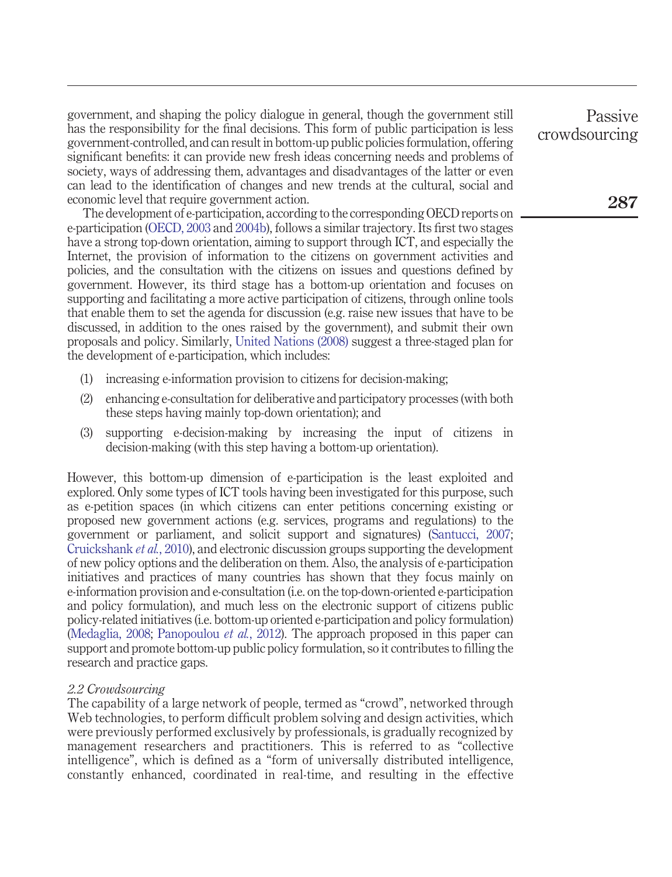government, and shaping the policy dialogue in general, though the government still has the responsibility for the final decisions. This form of public participation is less government-controlled, and can result in bottom-up public policies formulation, offering significant benefits: it can provide new fresh ideas concerning needs and problems of society, ways of addressing them, advantages and disadvantages of the latter or even can lead to the identification of changes and new trends at the cultural, social and economic level that require government action.

The development of e-participation, according to the corresponding OECD reports on e-participation (OECD, 2003 and 2004b), follows a similar trajectory. Its first two stages have a strong top-down orientation, aiming to support through ICT, and especially the Internet, the provision of information to the citizens on government activities and policies, and the consultation with the citizens on issues and questions defined by government. However, its third stage has a bottom-up orientation and focuses on supporting and facilitating a more active participation of citizens, through online tools that enable them to set the agenda for discussion (e.g. raise new issues that have to be discussed, in addition to the ones raised by the government), and submit their own proposals and policy. Similarly, United Nations (2008) suggest a three-staged plan for the development of e-participation, which includes:

(1) increasing e-information provision to citizens for decision-making;

(2) enhancing e-consultation for deliberative and participatory processes (with both these steps having mainly top-down orientation); and

(3) supporting e-decision-making by increasing the input of citizens in decision-making (with this step having a bottom-up orientation).

However, this bottom-up dimension of e-participation is the least exploited and explored. Only some types of ICT tools having been investigated for this purpose, such as e-petition spaces (in which citizens can enter petitions concerning existing or proposed new government actions (e.g. services, programs and regulations) to the government or parliament, and solicit support and signatures) (Santucci, 2007; Cruickshank *et al.*, 2010), and electronic discussion groups supporting the development of new policy options and the deliberation on them. Also, the analysis of e-participation initiatives and practices of many countries has shown that they focus mainly on e-information provision and e-consultation (i.e. on the top-down-oriented e-participation and policy formulation), and much less on the electronic support of citizens public policy-related initiatives (i.e. bottom-up oriented e-participation and policy formulation) (Medaglia, 2008; Panopoulou *et al.*, 2012). The approach proposed in this paper can support and promote bottom-up public policy formulation, so it contributes to filling the research and practice gaps.

### *2.2 Crowdsourcing*

The capability of a large network of people, termed as "crowd", networked through Web technologies, to perform difficult problem solving and design activities, which were previously performed exclusively by professionals, is gradually recognized by management researchers and practitioners. This is referred to as "collective intelligence", which is defined as a "form of universally distributed intelligence, constantly enhanced, coordinated in real-time, and resulting in the effective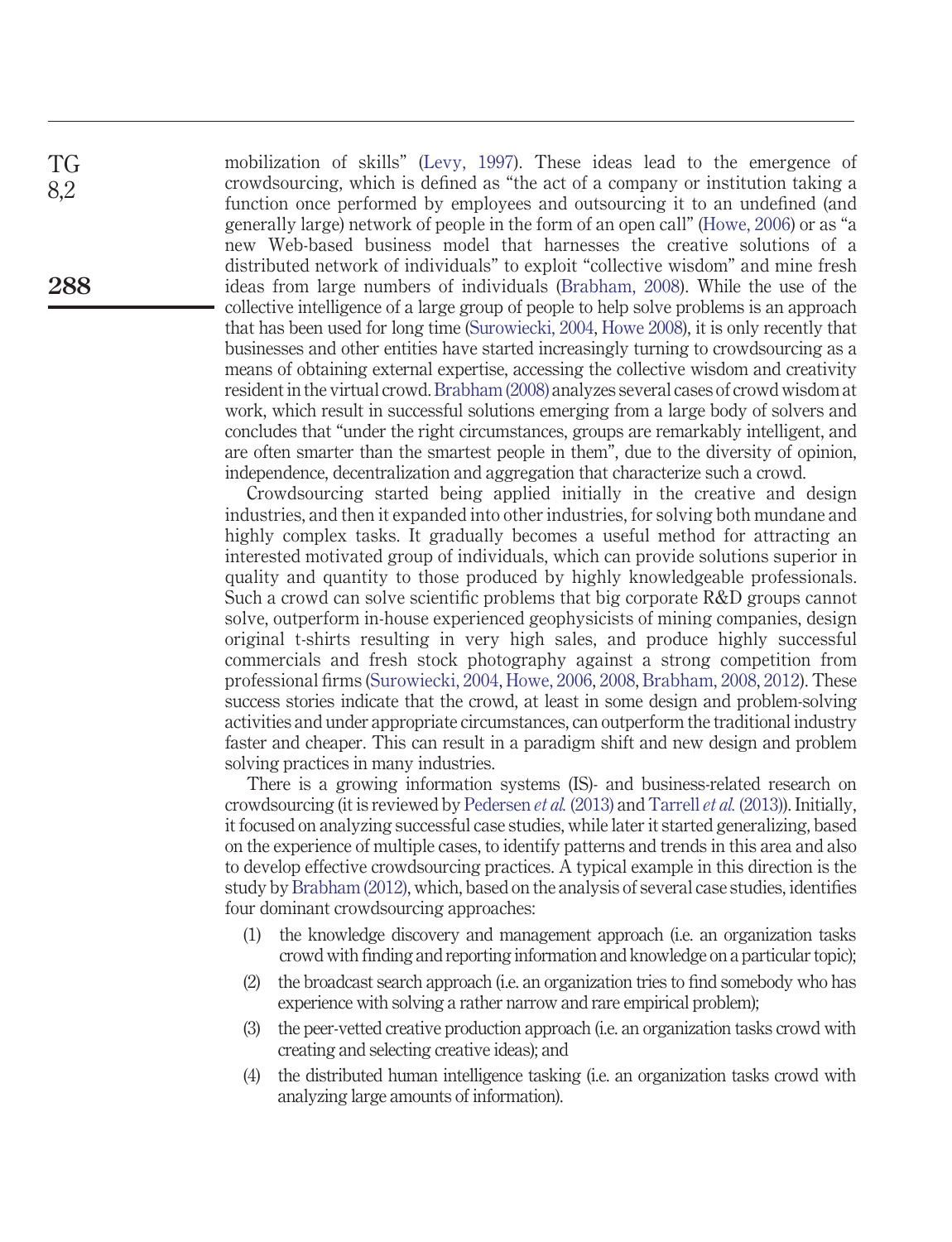mobilization of skills" (Levy, 1997). These ideas lead to the emergence of crowdsourcing, which is defined as "the act of a company or institution taking a function once performed by employees and outsourcing it to an undefined (and generally large) network of people in the form of an open call" (Howe, 2006) or as "a new Web-based business model that harnesses the creative solutions of a distributed network of individuals" to exploit "collective wisdom" and mine fresh ideas from large numbers of individuals (Brabham, 2008). While the use of the collective intelligence of a large group of people to help solve problems is an approach that has been used for long time (Surowiecki, 2004, Howe 2008), it is only recently that businesses and other entities have started increasingly turning to crowdsourcing as a means of obtaining external expertise, accessing the collective wisdom and creativity resident in the virtual crowd. Brabham (2008) analyzes several cases of crowd wisdom at work, which result in successful solutions emerging from a large body of solvers and concludes that "under the right circumstances, groups are remarkably intelligent, and are often smarter than the smartest people in them", due to the diversity of opinion, independence, decentralization and aggregation that characterize such a crowd.

Crowdsourcing started being applied initially in the creative and design industries, and then it expanded into other industries, for solving both mundane and highly complex tasks. It gradually becomes a useful method for attracting an interested motivated group of individuals, which can provide solutions superior in quality and quantity to those produced by highly knowledgeable professionals. Such a crowd can solve scientific problems that big corporate R&D groups cannot solve, outperform in-house experienced geophysicists of mining companies, design original t-shirts resulting in very high sales, and produce highly successful commercials and fresh stock photography against a strong competition from professional firms (Surowiecki, 2004, Howe, 2006, 2008, Brabham, 2008, 2012). These success stories indicate that the crowd, at least in some design and problem-solving activities and under appropriate circumstances, can outperform the traditional industry faster and cheaper. This can result in a paradigm shift and new design and problem solving practices in many industries.

There is a growing information systems (IS)- and business-related research on crowdsourcing (it is reviewed by Pedersen *et al.* (2013) and Tarrell *et al.* (2013)). Initially, it focused on analyzing successful case studies, while later it started generalizing, based on the experience of multiple cases, to identify patterns and trends in this area and also to develop effective crowdsourcing practices. A typical example in this direction is the study by Brabham (2012), which, based on the analysis of several case studies, identifies four dominant crowdsourcing approaches:

1. the knowledge discovery and management approach (i.e. an organization tasks crowd with finding and reporting information and knowledge on a particular topic);
2. the broadcast search approach (i.e. an organization tries to find somebody who has experience with solving a rather narrow and rare empirical problem);
3. the peer-vetted creative production approach (i.e. an organization tasks crowd with creating and selecting creative ideas); and
4. the distributed human intelligence tasking (i.e. an organization tasks crowd with analyzing large amounts of information).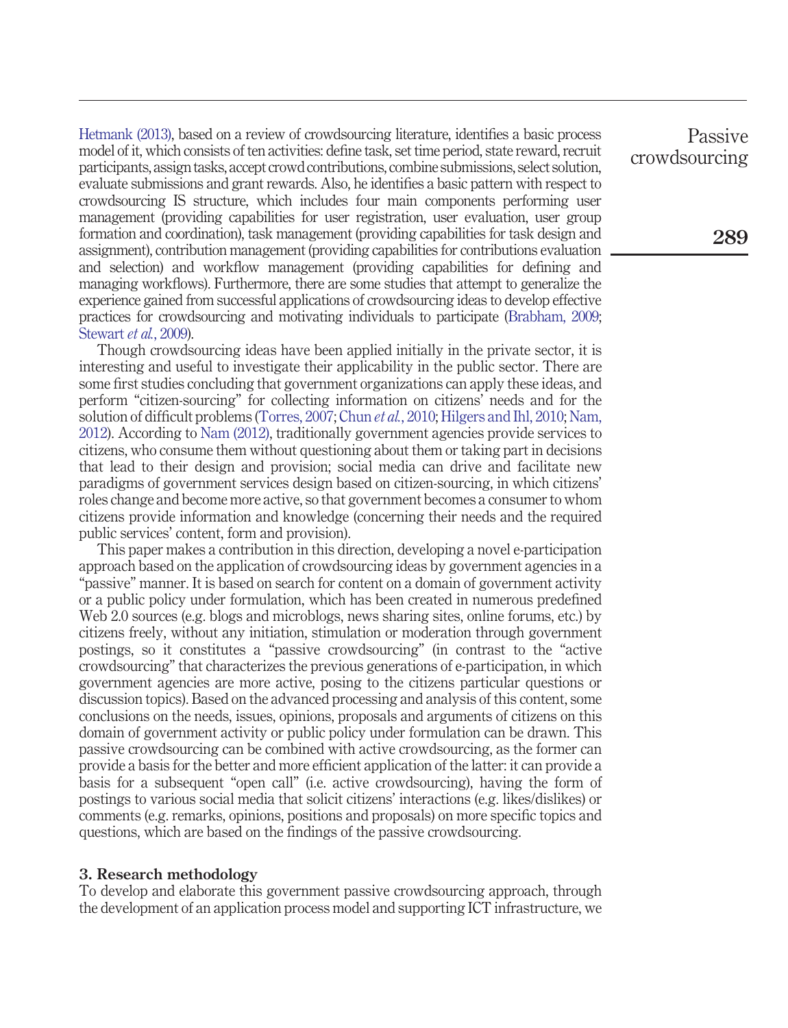Hetmank (2013), based on a review of crowdsourcing literature, identifies a basic process model of it, which consists of ten activities: define task, set time period, state reward, recruit participants, assign tasks, accept crowd contributions, combine submissions, select solution, evaluate submissions and grant rewards. Also, he identifies a basic pattern with respect to crowdsourcing IS structure, which includes four main components performing user management (providing capabilities for user registration, user evaluation, user group formation and coordination), task management (providing capabilities for task design and assignment), contribution management (providing capabilities for contributions evaluation and selection) and workflow management (providing capabilities for defining and managing workflows). Furthermore, there are some studies that attempt to generalize the experience gained from successful applications of crowdsourcing ideas to develop effective practices for crowdsourcing and motivating individuals to participate (Brabham, 2009; Stewart *et al.*, 2009).

Though crowdsourcing ideas have been applied initially in the private sector, it is interesting and useful to investigate their applicability in the public sector. There are some first studies concluding that government organizations can apply these ideas, and perform "citizen-sourcing" for collecting information on citizens' needs and for the solution of difficult problems (Torres, 2007; Chun *et al.*, 2010; Hilgers and Ihl, 2010; Nam, 2012). According to Nam (2012), traditionally government agencies provide services to citizens, who consume them without questioning about them or taking part in decisions that lead to their design and provision; social media can drive and facilitate new paradigms of government services design based on citizen-sourcing, in which citizens' roles change and become more active, so that government becomes a consumer to whom citizens provide information and knowledge (concerning their needs and the required public services' content, form and provision).

This paper makes a contribution in this direction, developing a novel e-participation approach based on the application of crowdsourcing ideas by government agencies in a "passive" manner. It is based on search for content on a domain of government activity or a public policy under formulation, which has been created in numerous predefined Web 2.0 sources (e.g. blogs and microblogs, news sharing sites, online forums, etc.) by citizens freely, without any initiation, stimulation or moderation through government postings, so it constitutes a "passive crowdsourcing" (in contrast to the "active crowdsourcing" that characterizes the previous generations of e-participation, in which government agencies are more active, posing to the citizens particular questions or discussion topics). Based on the advanced processing and analysis of this content, some conclusions on the needs, issues, opinions, proposals and arguments of citizens on this domain of government activity or public policy under formulation can be drawn. This passive crowdsourcing can be combined with active crowdsourcing, as the former can provide a basis for the better and more efficient application of the latter: it can provide a basis for a subsequent "open call" (i.e. active crowdsourcing), having the form of postings to various social media that solicit citizens' interactions (e.g. likes/dislikes) or comments (e.g. remarks, opinions, positions and proposals) on more specific topics and questions, which are based on the findings of the passive crowdsourcing.

## 3. Research methodology

To develop and elaborate this government passive crowdsourcing approach, through the development of an application process model and supporting ICT infrastructure, we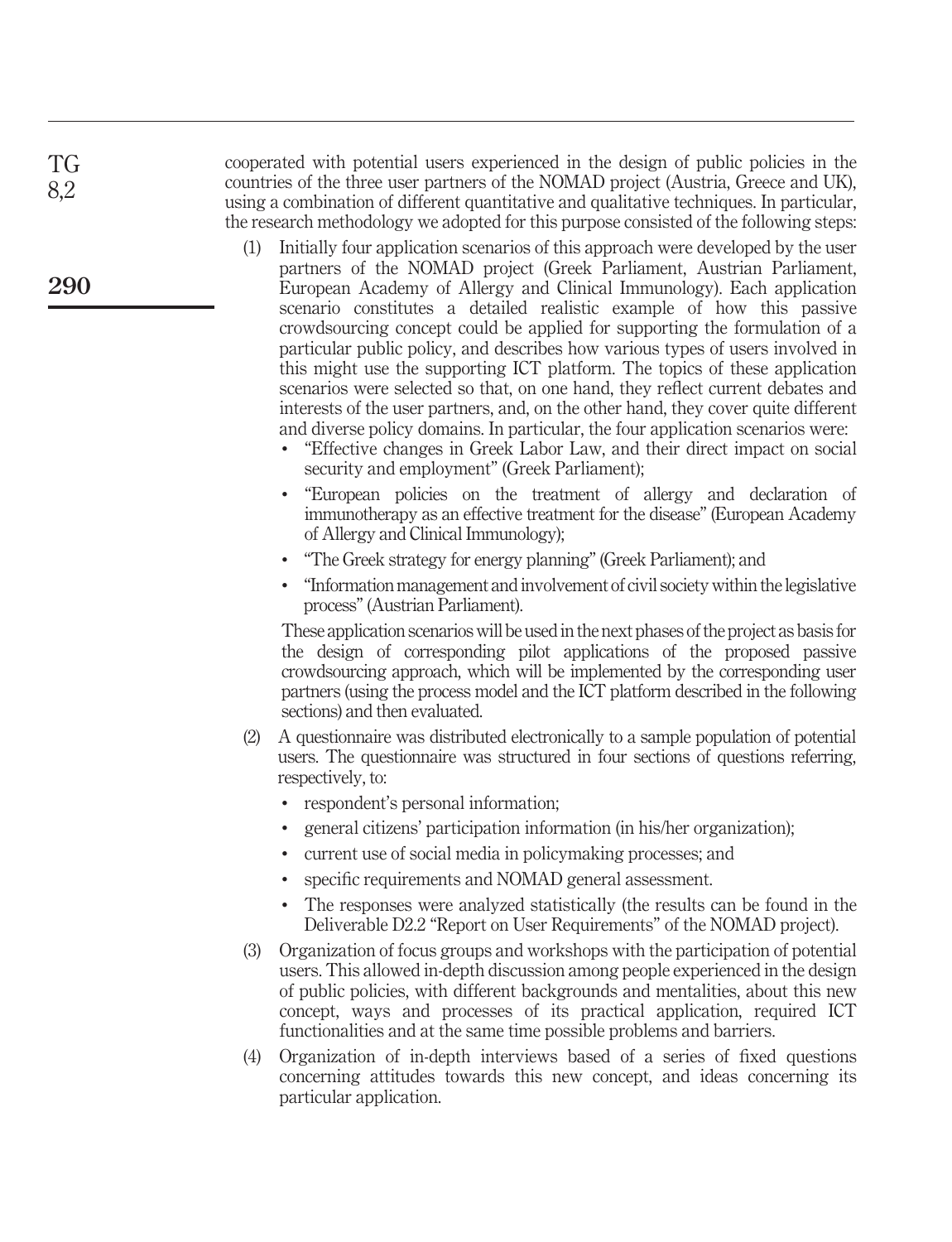cooperated with potential users experienced in the design of public policies in the countries of the three user partners of the NOMAD project (Austria, Greece and UK), using a combination of different quantitative and qualitative techniques. In particular, the research methodology we adopted for this purpose consisted of the following steps:

(1) Initially four application scenarios of this approach were developed by the user partners of the NOMAD project (Greek Parliament, Austrian Parliament, European Academy of Allergy and Clinical Immunology). Each application scenario constitutes a detailed realistic example of how this passive crowdsourcing concept could be applied for supporting the formulation of a particular public policy, and describes how various types of users involved in this might use the supporting ICT platform. The topics of these application scenarios were selected so that, on one hand, they reflect current debates and interests of the user partners, and, on the other hand, they cover quite different and diverse policy domains. In particular, the four application scenarios were:

   - "Effective changes in Greek Labor Law, and their direct impact on social security and employment" (Greek Parliament);
   - "European policies on the treatment of allergy and declaration of immunotherapy as an effective treatment for the disease" (European Academy of Allergy and Clinical Immunology);
   - "The Greek strategy for energy planning" (Greek Parliament); and
   - "Information management and involvement of civil society within the legislative process" (Austrian Parliament).

   These application scenarios will be used in the next phases of the project as basis for the design of corresponding pilot applications of the proposed passive crowdsourcing approach, which will be implemented by the corresponding user partners (using the process model and the ICT platform described in the following sections) and then evaluated.

(2) A questionnaire was distributed electronically to a sample population of potential users. The questionnaire was structured in four sections of questions referring, respectively, to:

   - respondent's personal information;
   - general citizens' participation information (in his/her organization);
   - current use of social media in policymaking processes; and
   - specific requirements and NOMAD general assessment.
   - The responses were analyzed statistically (the results can be found in the Deliverable D2.2 "Report on User Requirements" of the NOMAD project).

(3) Organization of focus groups and workshops with the participation of potential users. This allowed in-depth discussion among people experienced in the design of public policies, with different backgrounds and mentalities, about this new concept, ways and processes of its practical application, required ICT functionalities and at the same time possible problems and barriers.

(4) Organization of in-depth interviews based of a series of fixed questions concerning attitudes towards this new concept, and ideas concerning its particular application.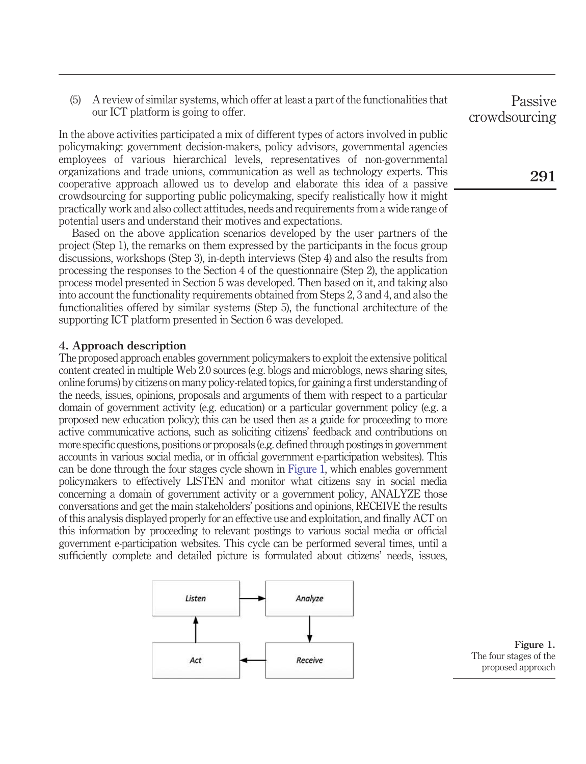(5) A review of similar systems, which offer at least a part of the functionalities that our ICT platform is going to offer.

In the above activities participated a mix of different types of actors involved in public policymaking: government decision-makers, policy advisors, governmental agencies employees of various hierarchical levels, representatives of non-governmental organizations and trade unions, communication as well as technology experts. This cooperative approach allowed us to develop and elaborate this idea of a passive crowdsourcing for supporting public policymaking, specify realistically how it might practically work and also collect attitudes, needs and requirements from a wide range of potential users and understand their motives and expectations.

Based on the above application scenarios developed by the user partners of the project (Step 1), the remarks on them expressed by the participants in the focus group discussions, workshops (Step 3), in-depth interviews (Step 4) and also the results from processing the responses to the Section 4 of the questionnaire (Step 2), the application process model presented in Section 5 was developed. Then based on it, and taking also into account the functionality requirements obtained from Steps 2, 3 and 4, and also the functionalities offered by similar systems (Step 5), the functional architecture of the supporting ICT platform presented in Section 6 was developed.

## 4. Approach description

The proposed approach enables government policymakers to exploit the extensive political content created in multiple Web 2.0 sources (e.g. blogs and microblogs, news sharing sites, online forums) by citizens on many policy-related topics, for gaining a first understanding of the needs, issues, opinions, proposals and arguments of them with respect to a particular domain of government activity (e.g. education) or a particular government policy (e.g. a proposed new education policy); this can be used then as a guide for proceeding to more active communicative actions, such as soliciting citizens' feedback and contributions on more specific questions, positions or proposals (e.g. defined through postings in government accounts in various social media, or in official government e-participation websites). This can be done through the four stages cycle shown in Figure 1, which enables government policymakers to effectively LISTEN and monitor what citizens say in social media concerning a domain of government activity or a government policy, ANALYZE those conversations and get the main stakeholders' positions and opinions, RECEIVE the results of this analysis displayed properly for an effective use and exploitation, and finally ACT on this information by proceeding to relevant postings to various social media or official government e-participation websites. This cycle can be performed several times, until a sufficiently complete and detailed picture is formulated about citizens' needs, issues,

```
Listen  ---->  Analyze
  ^               |
  |               v
 Act   <----  Receive
```

**Figure 1.** The four stages of the proposed approach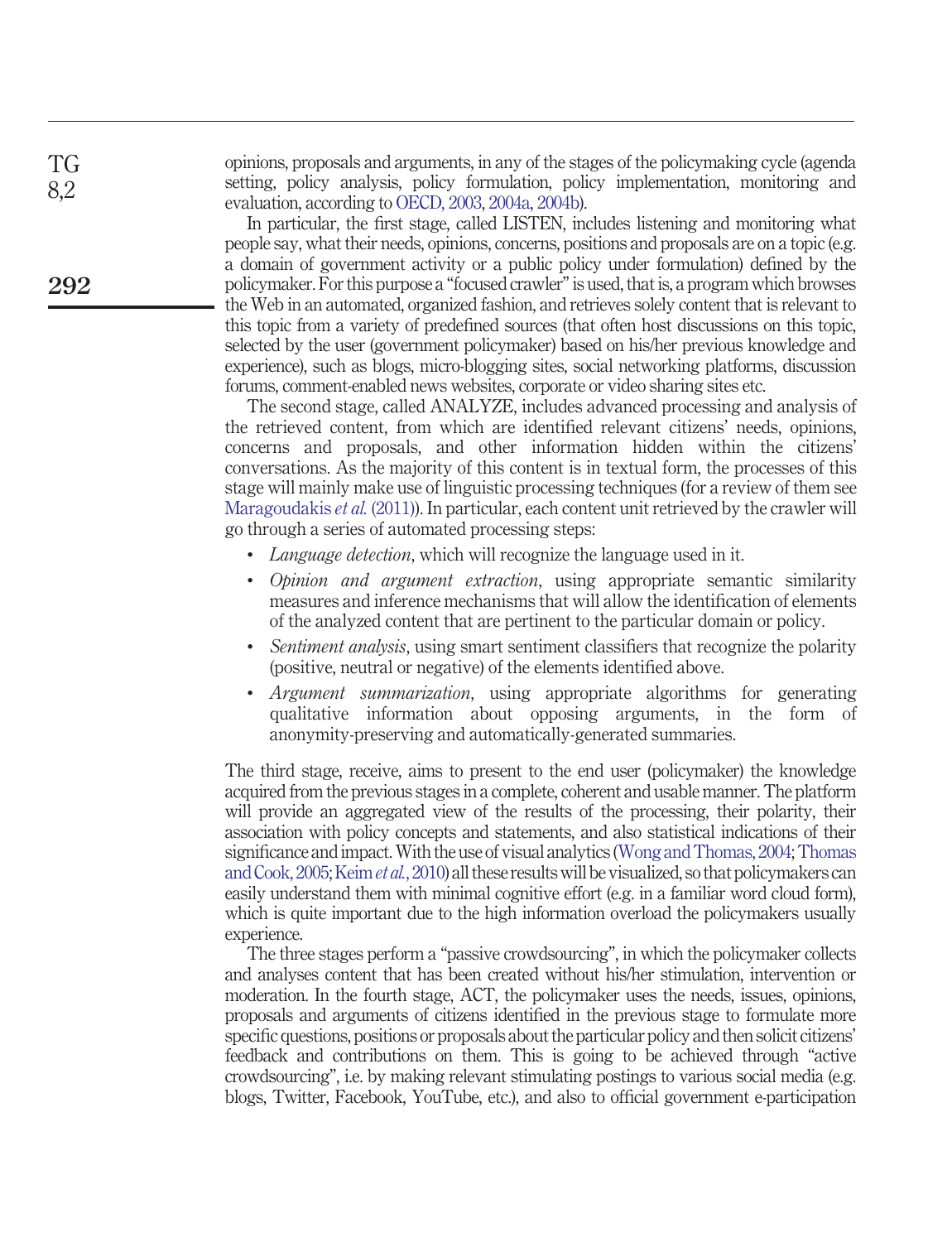opinions, proposals and arguments, in any of the stages of the policymaking cycle (agenda setting, policy analysis, policy formulation, policy implementation, monitoring and evaluation, according to OECD, 2003, 2004a, 2004b).

In particular, the first stage, called LISTEN, includes listening and monitoring what people say, what their needs, opinions, concerns, positions and proposals are on a topic (e.g. a domain of government activity or a public policy under formulation) defined by the policymaker. For this purpose a "focused crawler" is used, that is, a program which browses the Web in an automated, organized fashion, and retrieves solely content that is relevant to this topic from a variety of predefined sources (that often host discussions on this topic, selected by the user (government policymaker) based on his/her previous knowledge and experience), such as blogs, micro-blogging sites, social networking platforms, discussion forums, comment-enabled news websites, corporate or video sharing sites etc.

The second stage, called ANALYZE, includes advanced processing and analysis of the retrieved content, from which are identified relevant citizens' needs, opinions, concerns and proposals, and other information hidden within the citizens' conversations. As the majority of this content is in textual form, the processes of this stage will mainly make use of linguistic processing techniques (for a review of them see Maragoudakis *et al.* (2011)). In particular, each content unit retrieved by the crawler will go through a series of automated processing steps:

- *Language detection*, which will recognize the language used in it.
- *Opinion and argument extraction*, using appropriate semantic similarity measures and inference mechanisms that will allow the identification of elements of the analyzed content that are pertinent to the particular domain or policy.
- *Sentiment analysis*, using smart sentiment classifiers that recognize the polarity (positive, neutral or negative) of the elements identified above.
- *Argument summarization*, using appropriate algorithms for generating qualitative information about opposing arguments, in the form of anonymity-preserving and automatically-generated summaries.

The third stage, receive, aims to present to the end user (policymaker) the knowledge acquired from the previous stages in a complete, coherent and usable manner. The platform will provide an aggregated view of the results of the processing, their polarity, their association with policy concepts and statements, and also statistical indications of their significance and impact. With the use of visual analytics (Wong and Thomas, 2004; Thomas and Cook, 2005; Keim *et al.*, 2010) all these results will be visualized, so that policymakers can easily understand them with minimal cognitive effort (e.g. in a familiar word cloud form), which is quite important due to the high information overload the policymakers usually experience.

The three stages perform a "passive crowdsourcing", in which the policymaker collects and analyses content that has been created without his/her stimulation, intervention or moderation. In the fourth stage, ACT, the policymaker uses the needs, issues, opinions, proposals and arguments of citizens identified in the previous stage to formulate more specific questions, positions or proposals about the particular policy and then solicit citizens' feedback and contributions on them. This is going to be achieved through "active crowdsourcing", i.e. by making relevant stimulating postings to various social media (e.g. blogs, Twitter, Facebook, YouTube, etc.), and also to official government e-participation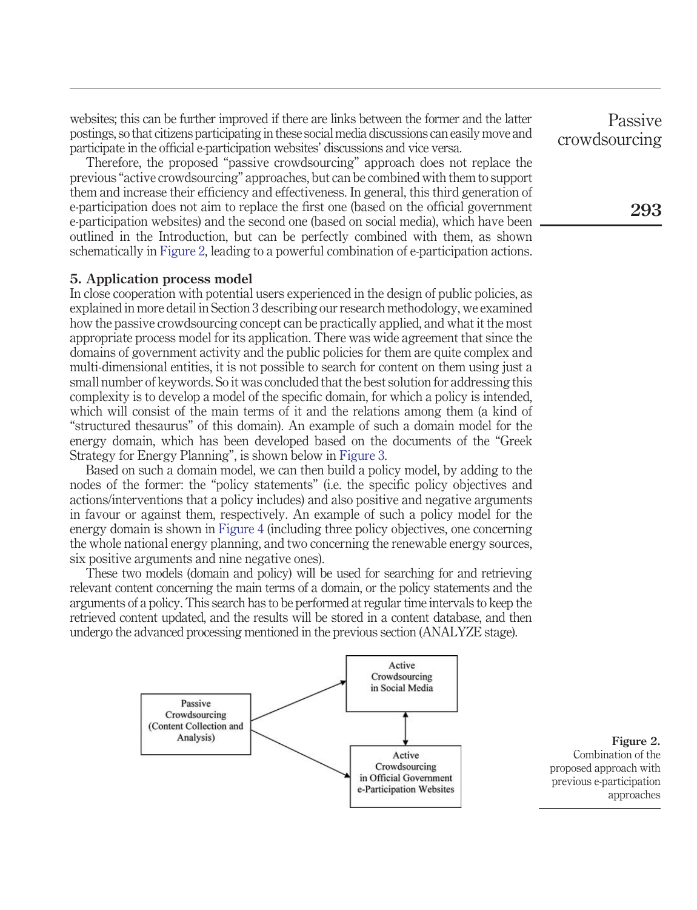websites; this can be further improved if there are links between the former and the latter postings, so that citizens participating in these social media discussions can easily move and participate in the official e-participation websites' discussions and vice versa.

Therefore, the proposed "passive crowdsourcing" approach does not replace the previous "active crowdsourcing" approaches, but can be combined with them to support them and increase their efficiency and effectiveness. In general, this third generation of e-participation does not aim to replace the first one (based on the official government e-participation websites) and the second one (based on social media), which have been outlined in the Introduction, but can be perfectly combined with them, as shown schematically in Figure 2, leading to a powerful combination of e-participation actions.

## 5. Application process model

In close cooperation with potential users experienced in the design of public policies, as explained in more detail in Section 3 describing our research methodology, we examined how the passive crowdsourcing concept can be practically applied, and what it the most appropriate process model for its application. There was wide agreement that since the domains of government activity and the public policies for them are quite complex and multi-dimensional entities, it is not possible to search for content on them using just a small number of keywords. So it was concluded that the best solution for addressing this complexity is to develop a model of the specific domain, for which a policy is intended, which will consist of the main terms of it and the relations among them (a kind of "structured thesaurus" of this domain). An example of such a domain model for the energy domain, which has been developed based on the documents of the "Greek Strategy for Energy Planning", is shown below in Figure 3.

Based on such a domain model, we can then build a policy model, by adding to the nodes of the former: the "policy statements" (i.e. the specific policy objectives and actions/interventions that a policy includes) and also positive and negative arguments in favour or against them, respectively. An example of such a policy model for the energy domain is shown in Figure 4 (including three policy objectives, one concerning the whole national energy planning, and two concerning the renewable energy sources, six positive arguments and nine negative ones).

These two models (domain and policy) will be used for searching for and retrieving relevant content concerning the main terms of a domain, or the policy statements and the arguments of a policy. This search has to be performed at regular time intervals to keep the retrieved content updated, and the results will be stored in a content database, and then undergo the advanced processing mentioned in the previous section (ANALYZE stage).

Passive Crowdsourcing (Content Collection and Analysis) → Active Crowdsourcing in Social Media; Passive Crowdsourcing (Content Collection and Analysis) → Active Crowdsourcing in Official Government e-Participation Websites; Active Crowdsourcing in Social Media ↔ Active Crowdsourcing in Official Government e-Participation Websites

**Figure 2.** Combination of the proposed approach with previous e-participation approaches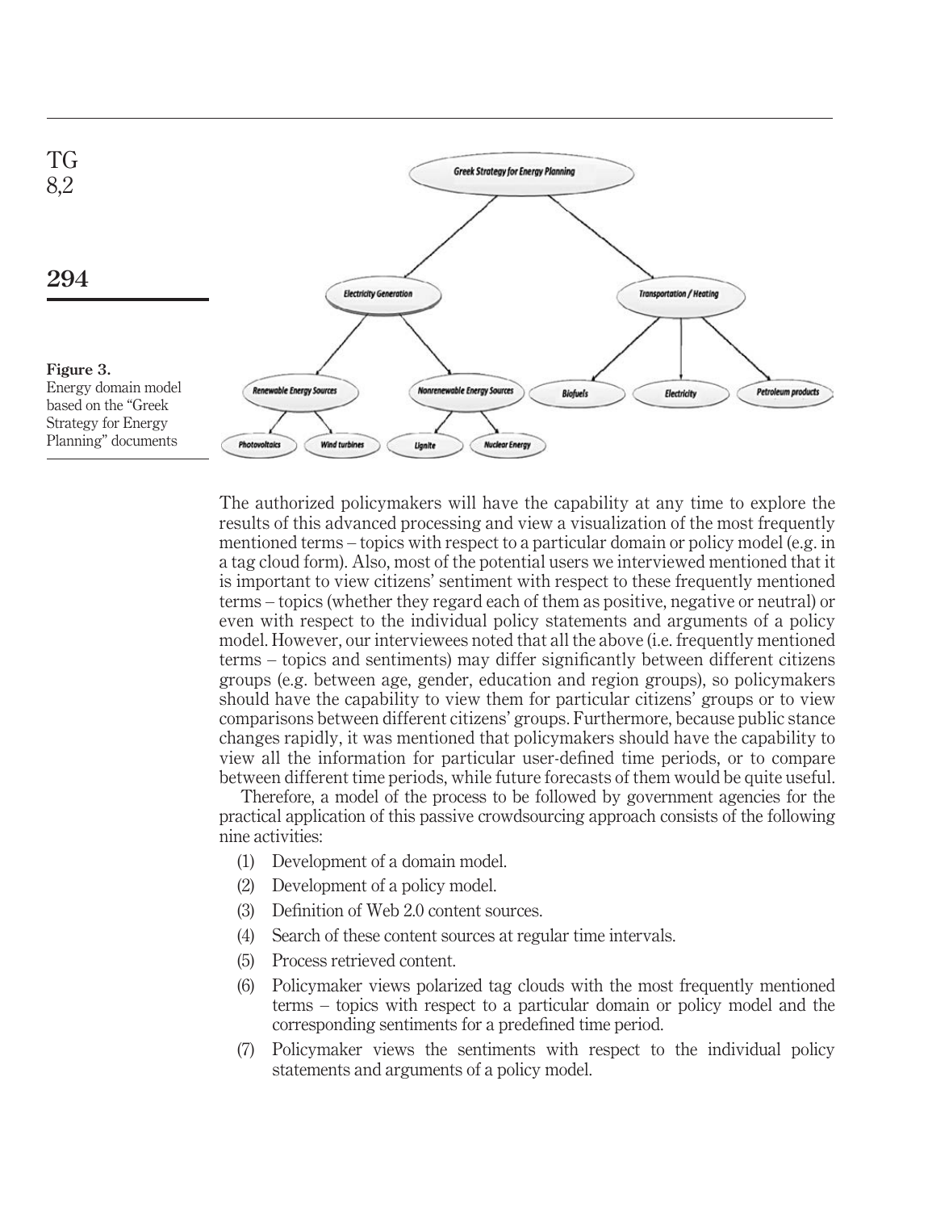Greek Strategy for Energy Planning

Electricity Generation

Transportation / Heating

Renewable Energy Sources

Nonrenewable Energy Sources

Biofuels

Electricity

Petroleum products

Photovoltaics

Wind turbines

Lignite

Nuclear Energy

**Figure 3.** Energy domain model based on the "Greek Strategy for Energy Planning" documents

The authorized policymakers will have the capability at any time to explore the results of this advanced processing and view a visualization of the most frequently mentioned terms – topics with respect to a particular domain or policy model (e.g. in a tag cloud form). Also, most of the potential users we interviewed mentioned that it is important to view citizens' sentiment with respect to these frequently mentioned terms – topics (whether they regard each of them as positive, negative or neutral) or even with respect to the individual policy statements and arguments of a policy model. However, our interviewees noted that all the above (i.e. frequently mentioned terms – topics and sentiments) may differ significantly between different citizens groups (e.g. between age, gender, education and region groups), so policymakers should have the capability to view them for particular citizens' groups or to view comparisons between different citizens' groups. Furthermore, because public stance changes rapidly, it was mentioned that policymakers should have the capability to view all the information for particular user-defined time periods, or to compare between different time periods, while future forecasts of them would be quite useful.

Therefore, a model of the process to be followed by government agencies for the practical application of this passive crowdsourcing approach consists of the following nine activities:

1. Development of a domain model.
2. Development of a policy model.
3. Definition of Web 2.0 content sources.
4. Search of these content sources at regular time intervals.
5. Process retrieved content.
6. Policymaker views polarized tag clouds with the most frequently mentioned terms – topics with respect to a particular domain or policy model and the corresponding sentiments for a predefined time period.
7. Policymaker views the sentiments with respect to the individual policy statements and arguments of a policy model.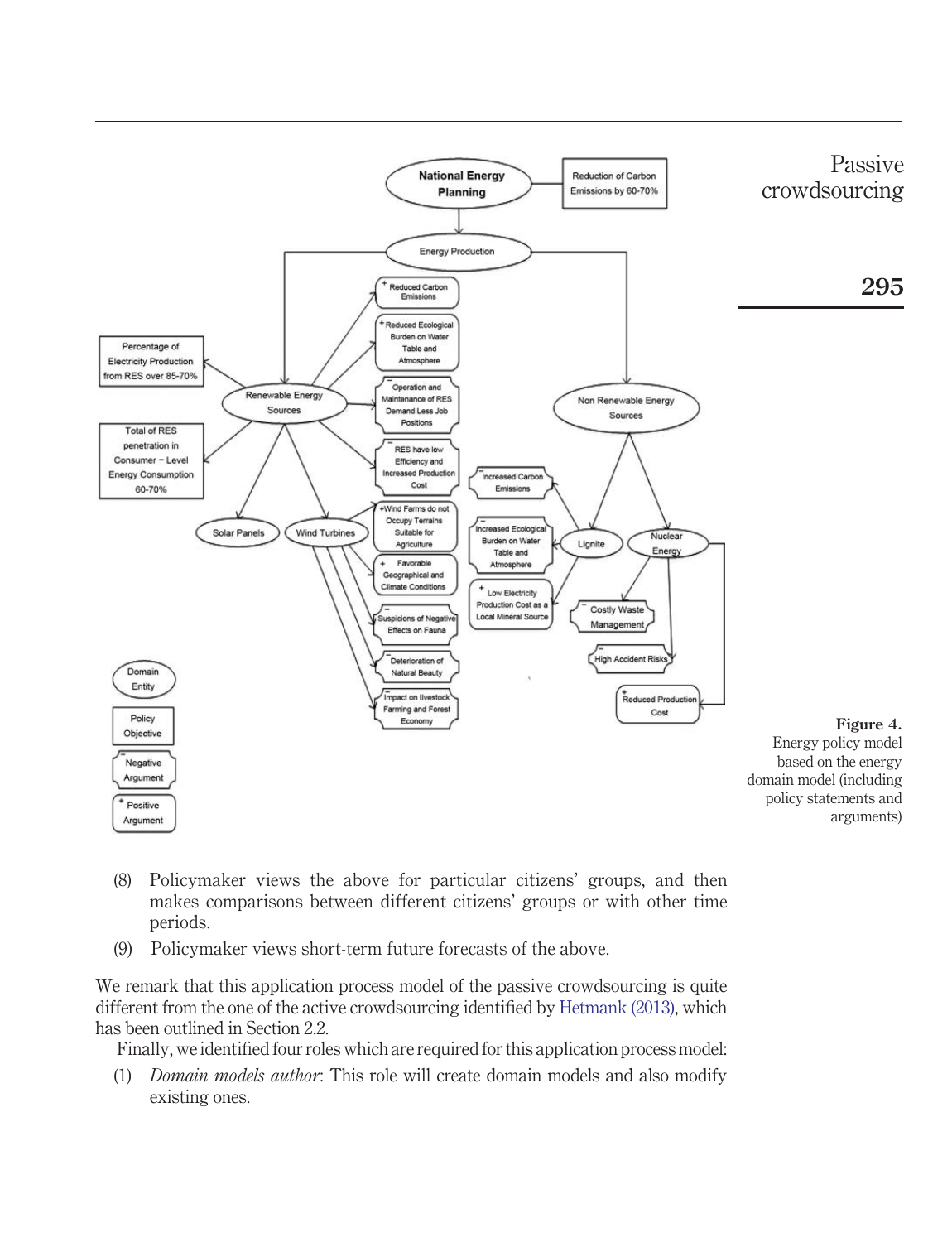Figure 4.
Energy policy model based on the energy domain model (including policy statements and arguments)

(8) Policymaker views the above for particular citizens' groups, and then makes comparisons between different citizens' groups or with other time periods.

(9) Policymaker views short-term future forecasts of the above.

We remark that this application process model of the passive crowdsourcing is quite different from the one of the active crowdsourcing identified by Hetmank (2013), which has been outlined in Section 2.2.

Finally, we identified four roles which are required for this application process model:

(1) *Domain models author*: This role will create domain models and also modify existing ones.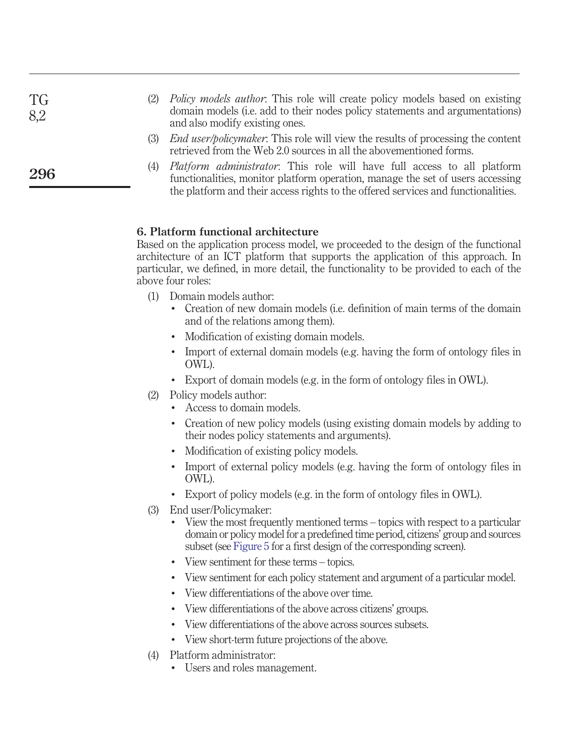(2) *Policy models author*: This role will create policy models based on existing domain models (i.e. add to their nodes policy statements and argumentations) and also modify existing ones.

(3) *End user/policymaker*: This role will view the results of processing the content retrieved from the Web 2.0 sources in all the abovementioned forms.

(4) *Platform administrator*: This role will have full access to all platform functionalities, monitor platform operation, manage the set of users accessing the platform and their access rights to the offered services and functionalities.

## 6. Platform functional architecture

Based on the application process model, we proceeded to the design of the functional architecture of an ICT platform that supports the application of this approach. In particular, we defined, in more detail, the functionality to be provided to each of the above four roles:

1. Domain models author:
   - Creation of new domain models (i.e. definition of main terms of the domain and of the relations among them).
   - Modification of existing domain models.
   - Import of external domain models (e.g. having the form of ontology files in OWL).
   - Export of domain models (e.g. in the form of ontology files in OWL).
2. Policy models author:
   - Access to domain models.
   - Creation of new policy models (using existing domain models by adding to their nodes policy statements and arguments).
   - Modification of existing policy models.
   - Import of external policy models (e.g. having the form of ontology files in OWL).
   - Export of policy models (e.g. in the form of ontology files in OWL).
3. End user/Policymaker:
   - View the most frequently mentioned terms – topics with respect to a particular domain or policy model for a predefined time period, citizens' group and sources subset (see Figure 5 for a first design of the corresponding screen).
   - View sentiment for these terms – topics.
   - View sentiment for each policy statement and argument of a particular model.
   - View differentiations of the above over time.
   - View differentiations of the above across citizens' groups.
   - View differentiations of the above across sources subsets.
   - View short-term future projections of the above.
4. Platform administrator:
   - Users and roles management.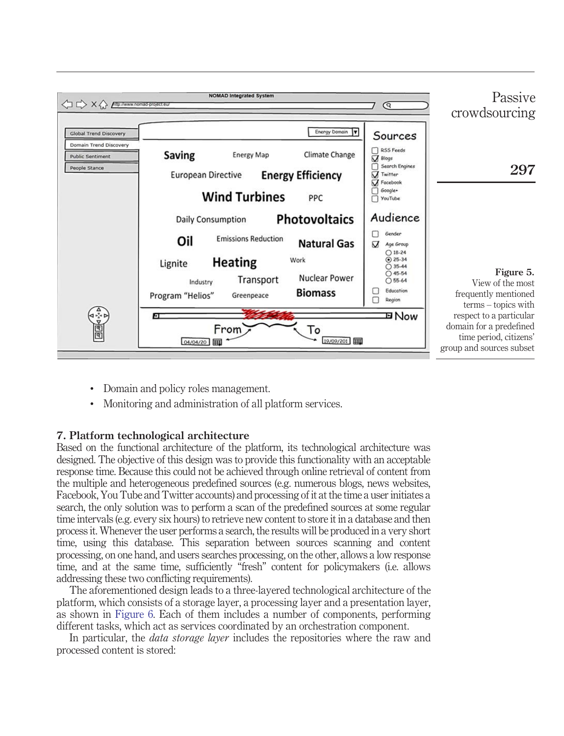Figure 5.
View of the most frequently mentioned terms – topics with respect to a particular domain for a predefined time period, citizens' group and sources subset

- Domain and policy roles management.
- Monitoring and administration of all platform services.

## 7. Platform technological architecture

Based on the functional architecture of the platform, its technological architecture was designed. The objective of this design was to provide this functionality with an acceptable response time. Because this could not be achieved through online retrieval of content from the multiple and heterogeneous predefined sources (e.g. numerous blogs, news websites, Facebook, You Tube and Twitter accounts) and processing of it at the time a user initiates a search, the only solution was to perform a scan of the predefined sources at some regular time intervals (e.g. every six hours) to retrieve new content to store it in a database and then process it. Whenever the user performs a search, the results will be produced in a very short time, using this database. This separation between sources scanning and content processing, on one hand, and users searches processing, on the other, allows a low response time, and at the same time, sufficiently "fresh" content for policymakers (i.e. allows addressing these two conflicting requirements).

The aforementioned design leads to a three-layered technological architecture of the platform, which consists of a storage layer, a processing layer and a presentation layer, as shown in Figure 6. Each of them includes a number of components, performing different tasks, which act as services coordinated by an orchestration component.

In particular, the *data storage layer* includes the repositories where the raw and processed content is stored: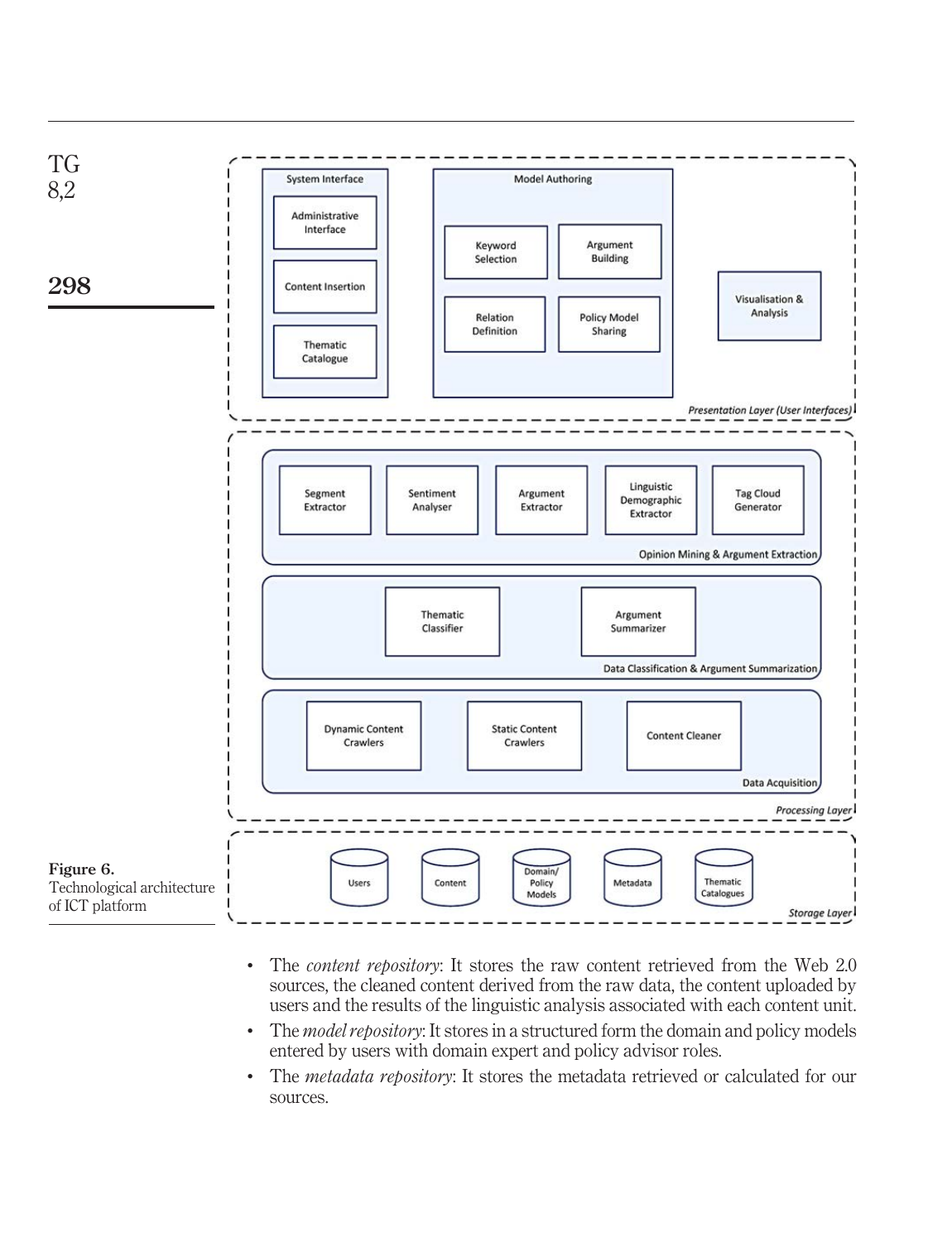Figure 6.
Technological architecture of ICT platform

- The *content repository*: It stores the raw content retrieved from the Web 2.0 sources, the cleaned content derived from the raw data, the content uploaded by users and the results of the linguistic analysis associated with each content unit.
- The *model repository*: It stores in a structured form the domain and policy models entered by users with domain expert and policy advisor roles.
- The *metadata repository*: It stores the metadata retrieved or calculated for our sources.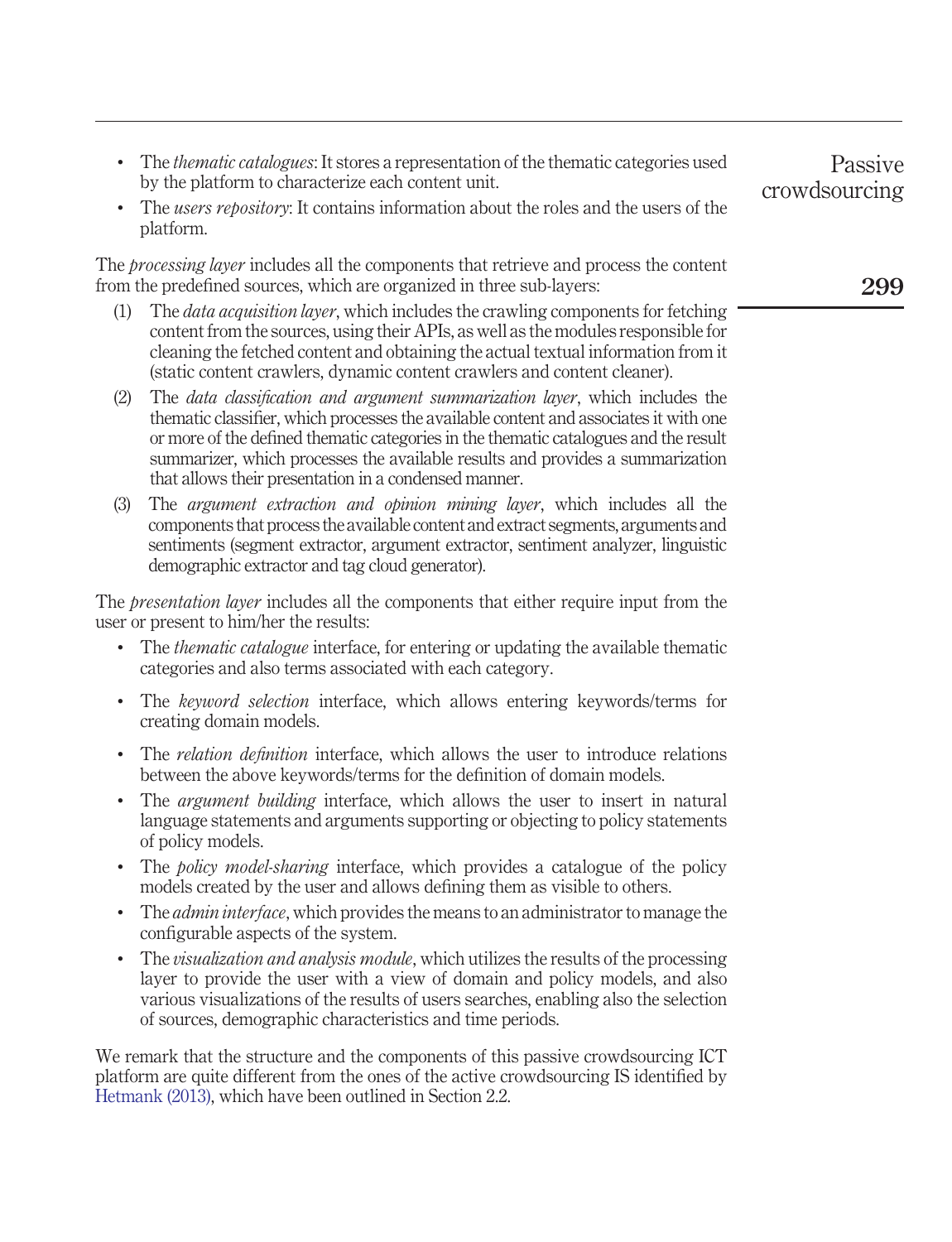- The *thematic catalogues*: It stores a representation of the thematic categories used by the platform to characterize each content unit.
- The *users repository*: It contains information about the roles and the users of the platform.

The *processing layer* includes all the components that retrieve and process the content from the predefined sources, which are organized in three sub-layers:

1. The *data acquisition layer*, which includes the crawling components for fetching content from the sources, using their APIs, as well as the modules responsible for cleaning the fetched content and obtaining the actual textual information from it (static content crawlers, dynamic content crawlers and content cleaner).
2. The *data classification and argument summarization layer*, which includes the thematic classifier, which processes the available content and associates it with one or more of the defined thematic categories in the thematic catalogues and the result summarizer, which processes the available results and provides a summarization that allows their presentation in a condensed manner.
3. The *argument extraction and opinion mining layer*, which includes all the components that process the available content and extract segments, arguments and sentiments (segment extractor, argument extractor, sentiment analyzer, linguistic demographic extractor and tag cloud generator).

The *presentation layer* includes all the components that either require input from the user or present to him/her the results:

- The *thematic catalogue* interface, for entering or updating the available thematic categories and also terms associated with each category.
- The *keyword selection* interface, which allows entering keywords/terms for creating domain models.
- The *relation definition* interface, which allows the user to introduce relations between the above keywords/terms for the definition of domain models.
- The *argument building* interface, which allows the user to insert in natural language statements and arguments supporting or objecting to policy statements of policy models.
- The *policy model-sharing* interface, which provides a catalogue of the policy models created by the user and allows defining them as visible to others.
- The *admin interface*, which provides the means to an administrator to manage the configurable aspects of the system.
- The *visualization and analysis module*, which utilizes the results of the processing layer to provide the user with a view of domain and policy models, and also various visualizations of the results of users searches, enabling also the selection of sources, demographic characteristics and time periods.

We remark that the structure and the components of this passive crowdsourcing ICT platform are quite different from the ones of the active crowdsourcing IS identified by Hetmank (2013), which have been outlined in Section 2.2.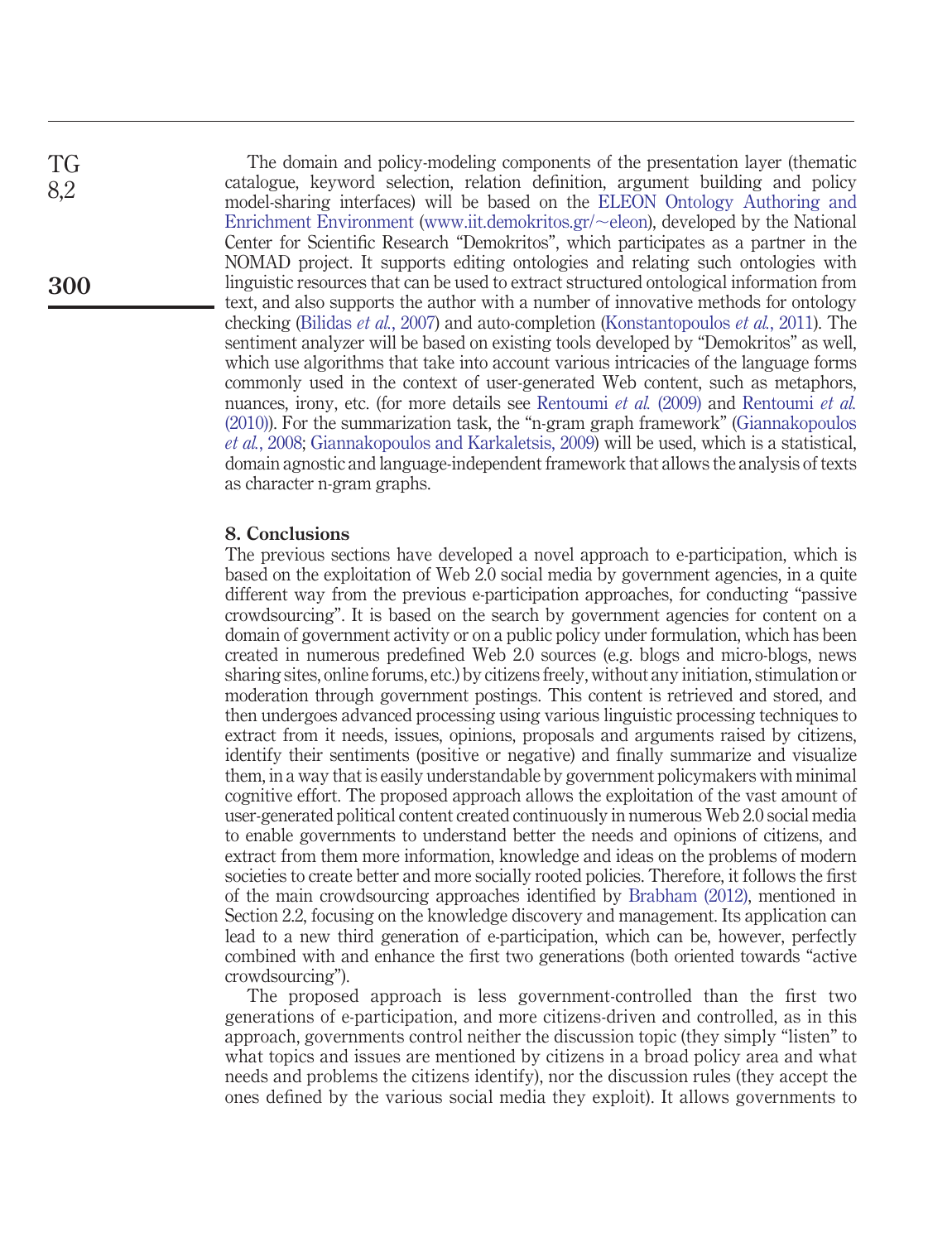The domain and policy-modeling components of the presentation layer (thematic catalogue, keyword selection, relation definition, argument building and policy model-sharing interfaces) will be based on the ELEON Ontology Authoring and Enrichment Environment (www.iit.demokritos.gr/~eleon), developed by the National Center for Scientific Research "Demokritos", which participates as a partner in the NOMAD project. It supports editing ontologies and relating such ontologies with linguistic resources that can be used to extract structured ontological information from text, and also supports the author with a number of innovative methods for ontology checking (Bilidas *et al.*, 2007) and auto-completion (Konstantopoulos *et al.*, 2011). The sentiment analyzer will be based on existing tools developed by "Demokritos" as well, which use algorithms that take into account various intricacies of the language forms commonly used in the context of user-generated Web content, such as metaphors, nuances, irony, etc. (for more details see Rentoumi *et al.* (2009) and Rentoumi *et al.* (2010)). For the summarization task, the "n-gram graph framework" (Giannakopoulos *et al.*, 2008; Giannakopoulos and Karkaletsis, 2009) will be used, which is a statistical, domain agnostic and language-independent framework that allows the analysis of texts as character n-gram graphs.

## 8. Conclusions

The previous sections have developed a novel approach to e-participation, which is based on the exploitation of Web 2.0 social media by government agencies, in a quite different way from the previous e-participation approaches, for conducting "passive crowdsourcing". It is based on the search by government agencies for content on a domain of government activity or on a public policy under formulation, which has been created in numerous predefined Web 2.0 sources (e.g. blogs and micro-blogs, news sharing sites, online forums, etc.) by citizens freely, without any initiation, stimulation or moderation through government postings. This content is retrieved and stored, and then undergoes advanced processing using various linguistic processing techniques to extract from it needs, issues, opinions, proposals and arguments raised by citizens, identify their sentiments (positive or negative) and finally summarize and visualize them, in a way that is easily understandable by government policymakers with minimal cognitive effort. The proposed approach allows the exploitation of the vast amount of user-generated political content created continuously in numerous Web 2.0 social media to enable governments to understand better the needs and opinions of citizens, and extract from them more information, knowledge and ideas on the problems of modern societies to create better and more socially rooted policies. Therefore, it follows the first of the main crowdsourcing approaches identified by Brabham (2012), mentioned in Section 2.2, focusing on the knowledge discovery and management. Its application can lead to a new third generation of e-participation, which can be, however, perfectly combined with and enhance the first two generations (both oriented towards "active crowdsourcing").

The proposed approach is less government-controlled than the first two generations of e-participation, and more citizens-driven and controlled, as in this approach, governments control neither the discussion topic (they simply "listen" to what topics and issues are mentioned by citizens in a broad policy area and what needs and problems the citizens identify), nor the discussion rules (they accept the ones defined by the various social media they exploit). It allows governments to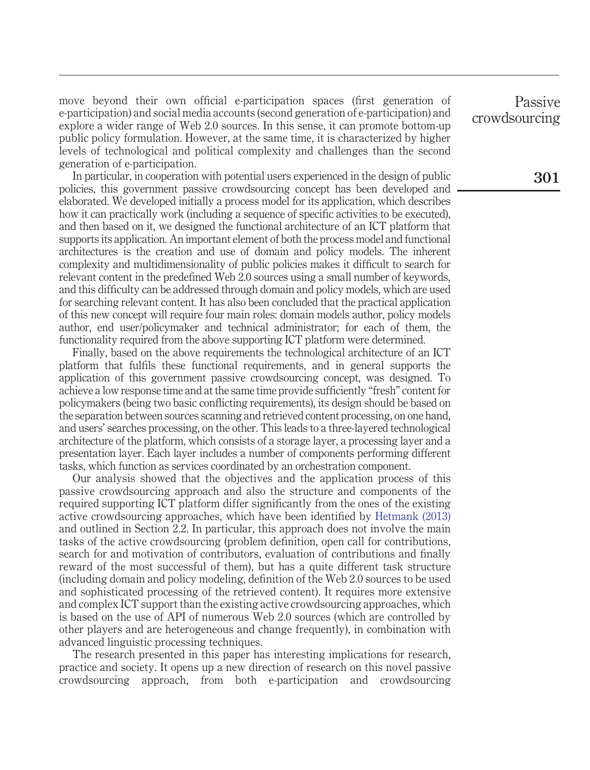move beyond their own official e-participation spaces (first generation of e-participation) and social media accounts (second generation of e-participation) and explore a wider range of Web 2.0 sources. In this sense, it can promote bottom-up public policy formulation. However, at the same time, it is characterized by higher levels of technological and political complexity and challenges than the second generation of e-participation.

In particular, in cooperation with potential users experienced in the design of public policies, this government passive crowdsourcing concept has been developed and elaborated. We developed initially a process model for its application, which describes how it can practically work (including a sequence of specific activities to be executed), and then based on it, we designed the functional architecture of an ICT platform that supports its application. An important element of both the process model and functional architectures is the creation and use of domain and policy models. The inherent complexity and multidimensionality of public policies makes it difficult to search for relevant content in the predefined Web 2.0 sources using a small number of keywords, and this difficulty can be addressed through domain and policy models, which are used for searching relevant content. It has also been concluded that the practical application of this new concept will require four main roles: domain models author, policy models author, end user/policymaker and technical administrator; for each of them, the functionality required from the above supporting ICT platform were determined.

Finally, based on the above requirements the technological architecture of an ICT platform that fulfils these functional requirements, and in general supports the application of this government passive crowdsourcing concept, was designed. To achieve a low response time and at the same time provide sufficiently "fresh" content for policymakers (being two basic conflicting requirements), its design should be based on the separation between sources scanning and retrieved content processing, on one hand, and users' searches processing, on the other. This leads to a three-layered technological architecture of the platform, which consists of a storage layer, a processing layer and a presentation layer. Each layer includes a number of components performing different tasks, which function as services coordinated by an orchestration component.

Our analysis showed that the objectives and the application process of this passive crowdsourcing approach and also the structure and components of the required supporting ICT platform differ significantly from the ones of the existing active crowdsourcing approaches, which have been identified by Hetmank (2013) and outlined in Section 2.2. In particular, this approach does not involve the main tasks of the active crowdsourcing (problem definition, open call for contributions, search for and motivation of contributors, evaluation of contributions and finally reward of the most successful of them), but has a quite different task structure (including domain and policy modeling, definition of the Web 2.0 sources to be used and sophisticated processing of the retrieved content). It requires more extensive and complex ICT support than the existing active crowdsourcing approaches, which is based on the use of API of numerous Web 2.0 sources (which are controlled by other players and are heterogeneous and change frequently), in combination with advanced linguistic processing techniques.

The research presented in this paper has interesting implications for research, practice and society. It opens up a new direction of research on this novel passive crowdsourcing approach, from both e-participation and crowdsourcing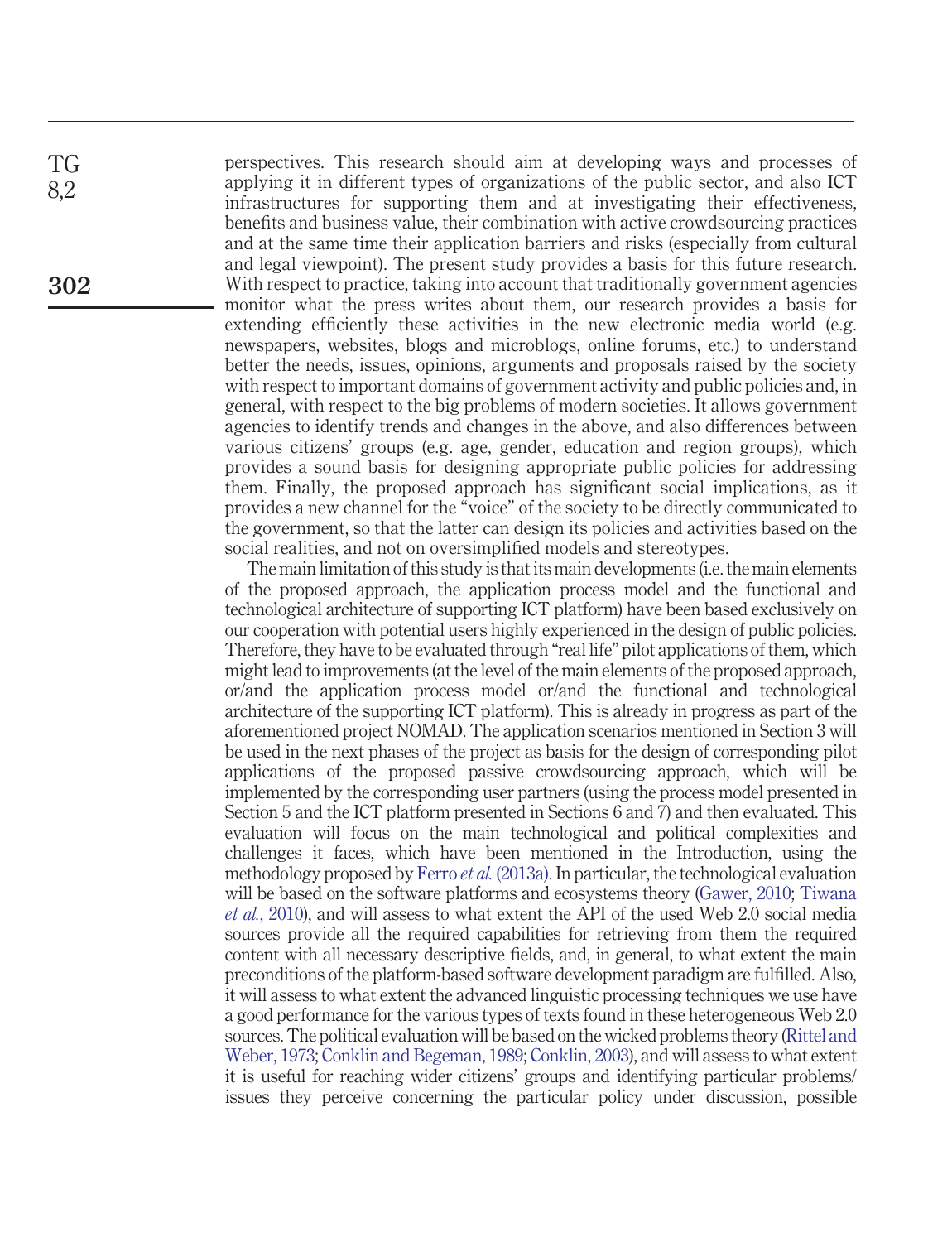perspectives. This research should aim at developing ways and processes of applying it in different types of organizations of the public sector, and also ICT infrastructures for supporting them and at investigating their effectiveness, benefits and business value, their combination with active crowdsourcing practices and at the same time their application barriers and risks (especially from cultural and legal viewpoint). The present study provides a basis for this future research. With respect to practice, taking into account that traditionally government agencies monitor what the press writes about them, our research provides a basis for extending efficiently these activities in the new electronic media world (e.g. newspapers, websites, blogs and microblogs, online forums, etc.) to understand better the needs, issues, opinions, arguments and proposals raised by the society with respect to important domains of government activity and public policies and, in general, with respect to the big problems of modern societies. It allows government agencies to identify trends and changes in the above, and also differences between various citizens' groups (e.g. age, gender, education and region groups), which provides a sound basis for designing appropriate public policies for addressing them. Finally, the proposed approach has significant social implications, as it provides a new channel for the "voice" of the society to be directly communicated to the government, so that the latter can design its policies and activities based on the social realities, and not on oversimplified models and stereotypes.

The main limitation of this study is that its main developments (i.e. the main elements of the proposed approach, the application process model and the functional and technological architecture of supporting ICT platform) have been based exclusively on our cooperation with potential users highly experienced in the design of public policies. Therefore, they have to be evaluated through "real life" pilot applications of them, which might lead to improvements (at the level of the main elements of the proposed approach, or/and the application process model or/and the functional and technological architecture of the supporting ICT platform). This is already in progress as part of the aforementioned project NOMAD. The application scenarios mentioned in Section 3 will be used in the next phases of the project as basis for the design of corresponding pilot applications of the proposed passive crowdsourcing approach, which will be implemented by the corresponding user partners (using the process model presented in Section 5 and the ICT platform presented in Sections 6 and 7) and then evaluated. This evaluation will focus on the main technological and political complexities and challenges it faces, which have been mentioned in the Introduction, using the methodology proposed by Ferro *et al.* (2013a). In particular, the technological evaluation will be based on the software platforms and ecosystems theory (Gawer, 2010; Tiwana *et al.*, 2010), and will assess to what extent the API of the used Web 2.0 social media sources provide all the required capabilities for retrieving from them the required content with all necessary descriptive fields, and, in general, to what extent the main preconditions of the platform-based software development paradigm are fulfilled. Also, it will assess to what extent the advanced linguistic processing techniques we use have a good performance for the various types of texts found in these heterogeneous Web 2.0 sources. The political evaluation will be based on the wicked problems theory (Rittel and Weber, 1973; Conklin and Begeman, 1989; Conklin, 2003), and will assess to what extent it is useful for reaching wider citizens' groups and identifying particular problems/issues they perceive concerning the particular policy under discussion, possible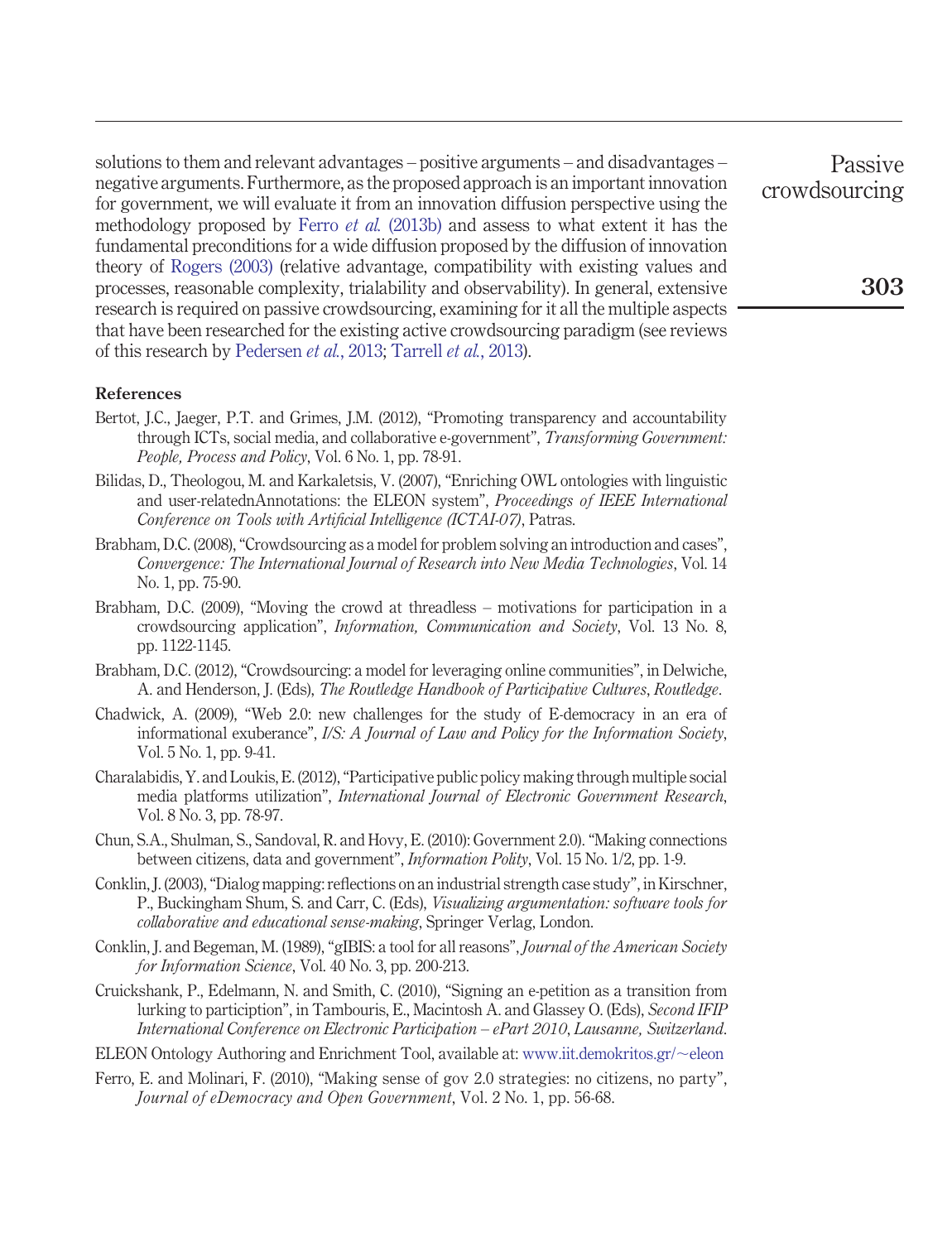solutions to them and relevant advantages – positive arguments – and disadvantages – negative arguments. Furthermore, as the proposed approach is an important innovation for government, we will evaluate it from an innovation diffusion perspective using the methodology proposed by Ferro *et al.* (2013b) and assess to what extent it has the fundamental preconditions for a wide diffusion proposed by the diffusion of innovation theory of Rogers (2003) (relative advantage, compatibility with existing values and processes, reasonable complexity, trialability and observability). In general, extensive research is required on passive crowdsourcing, examining for it all the multiple aspects that have been researched for the existing active crowdsourcing paradigm (see reviews of this research by Pedersen *et al.*, 2013; Tarrell *et al.*, 2013).

### References

Bertot, J.C., Jaeger, P.T. and Grimes, J.M. (2012), "Promoting transparency and accountability through ICTs, social media, and collaborative e-government", *Transforming Government: People, Process and Policy*, Vol. 6 No. 1, pp. 78-91.

Bilidas, D., Theologou, M. and Karkaletsis, V. (2007), "Enriching OWL ontologies with linguistic and user-relatednAnnotations: the ELEON system", *Proceedings of IEEE International Conference on Tools with Artificial Intelligence (ICTAI-07)*, Patras.

Brabham, D.C. (2008), "Crowdsourcing as a model for problem solving an introduction and cases", *Convergence: The International Journal of Research into New Media Technologies*, Vol. 14 No. 1, pp. 75-90.

Brabham, D.C. (2009), "Moving the crowd at threadless – motivations for participation in a crowdsourcing application", *Information, Communication and Society*, Vol. 13 No. 8, pp. 1122-1145.

Brabham, D.C. (2012), "Crowdsourcing: a model for leveraging online communities", in Delwiche, A. and Henderson, J. (Eds), *The Routledge Handbook of Participative Cultures*, *Routledge*.

Chadwick, A. (2009), "Web 2.0: new challenges for the study of E-democracy in an era of informational exuberance", *I/S: A Journal of Law and Policy for the Information Society*, Vol. 5 No. 1, pp. 9-41.

Charalabidis, Y. and Loukis, E. (2012), "Participative public policy making through multiple social media platforms utilization", *International Journal of Electronic Government Research*, Vol. 8 No. 3, pp. 78-97.

Chun, S.A., Shulman, S., Sandoval, R. and Hovy, E. (2010): Government 2.0). "Making connections between citizens, data and government", *Information Polity*, Vol. 15 No. 1/2, pp. 1-9.

Conklin, J. (2003), "Dialog mapping: reflections on an industrial strength case study", in Kirschner, P., Buckingham Shum, S. and Carr, C. (Eds), *Visualizing argumentation: software tools for collaborative and educational sense-making*, Springer Verlag, London.

Conklin, J. and Begeman, M. (1989), "gIBIS: a tool for all reasons", *Journal of the American Society for Information Science*, Vol. 40 No. 3, pp. 200-213.

Cruickshank, P., Edelmann, N. and Smith, C. (2010), "Signing an e-petition as a transition from lurking to participtiion", in Tambouris, E., Macintosh A. and Glassey O. (Eds), *Second IFIP International Conference on Electronic Participation – ePart 2010*, *Lausanne, Switzerland*.

ELEON Ontology Authoring and Enrichment Tool, available at: www.iit.demokritos.gr/~eleon

Ferro, E. and Molinari, F. (2010), "Making sense of gov 2.0 strategies: no citizens, no party", *Journal of eDemocracy and Open Government*, Vol. 2 No. 1, pp. 56-68.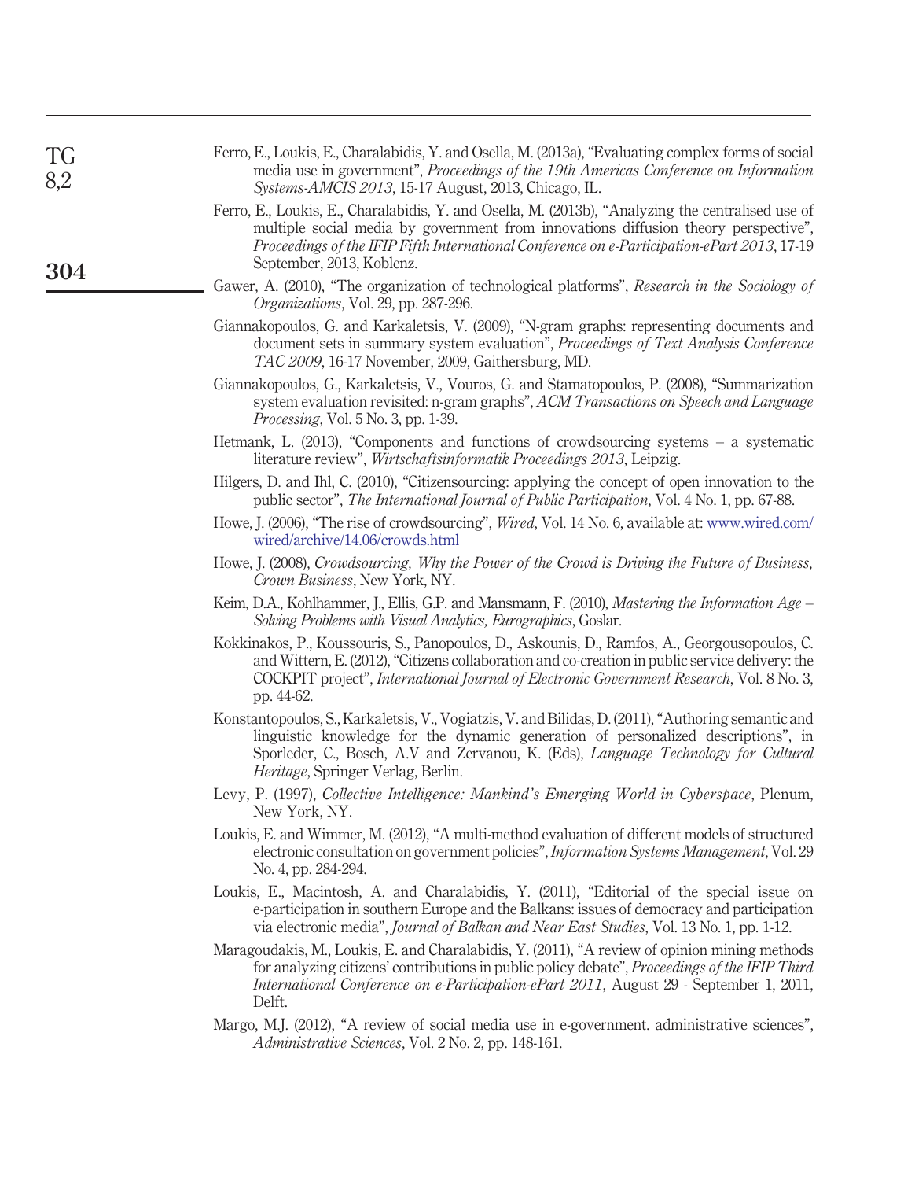Ferro, E., Loukis, E., Charalabidis, Y. and Osella, M. (2013a), "Evaluating complex forms of social media use in government", *Proceedings of the 19th Americas Conference on Information Systems-AMCIS 2013*, 15-17 August, 2013, Chicago, IL.

Ferro, E., Loukis, E., Charalabidis, Y. and Osella, M. (2013b), "Analyzing the centralised use of multiple social media by government from innovations diffusion theory perspective", *Proceedings of the IFIP Fifth International Conference on e-Participation-ePart 2013*, 17-19 September, 2013, Koblenz.

Gawer, A. (2010), "The organization of technological platforms", *Research in the Sociology of Organizations*, Vol. 29, pp. 287-296.

Giannakopoulos, G. and Karkaletsis, V. (2009), "N-gram graphs: representing documents and document sets in summary system evaluation", *Proceedings of Text Analysis Conference TAC 2009*, 16-17 November, 2009, Gaithersburg, MD.

Giannakopoulos, G., Karkaletsis, V., Vouros, G. and Stamatopoulos, P. (2008), "Summarization system evaluation revisited: n-gram graphs", *ACM Transactions on Speech and Language Processing*, Vol. 5 No. 3, pp. 1-39.

Hetmank, L. (2013), "Components and functions of crowdsourcing systems – a systematic literature review", *Wirtschaftsinformatik Proceedings 2013*, Leipzig.

Hilgers, D. and Ihl, C. (2010), "Citizensourcing: applying the concept of open innovation to the public sector", *The International Journal of Public Participation*, Vol. 4 No. 1, pp. 67-88.

Howe, J. (2006), "The rise of crowdsourcing", *Wired*, Vol. 14 No. 6, available at: www.wired.com/wired/archive/14.06/crowds.html

Howe, J. (2008), *Crowdsourcing, Why the Power of the Crowd is Driving the Future of Business, Crown Business*, New York, NY.

Keim, D.A., Kohlhammer, J., Ellis, G.P. and Mansmann, F. (2010), *Mastering the Information Age – Solving Problems with Visual Analytics, Eurographics*, Goslar.

Kokkinakos, P., Koussouris, S., Panopoulos, D., Askounis, D., Ramfos, A., Georgousopoulos, C. and Wittern, E. (2012), "Citizens collaboration and co-creation in public service delivery: the COCKPIT project", *International Journal of Electronic Government Research*, Vol. 8 No. 3, pp. 44-62.

Konstantopoulos, S., Karkaletsis, V., Vogiatzis, V. and Bilidas, D. (2011), "Authoring semantic and linguistic knowledge for the dynamic generation of personalized descriptions", in Sporleder, C., Bosch, A.V and Zervanou, K. (Eds), *Language Technology for Cultural Heritage*, Springer Verlag, Berlin.

Levy, P. (1997), *Collective Intelligence: Mankind's Emerging World in Cyberspace*, Plenum, New York, NY.

Loukis, E. and Wimmer, M. (2012), "A multi-method evaluation of different models of structured electronic consultation on government policies", *Information Systems Management*, Vol. 29 No. 4, pp. 284-294.

Loukis, E., Macintosh, A. and Charalabidis, Y. (2011), "Editorial of the special issue on e-participation in southern Europe and the Balkans: issues of democracy and participation via electronic media", *Journal of Balkan and Near East Studies*, Vol. 13 No. 1, pp. 1-12.

Maragoudakis, M., Loukis, E. and Charalabidis, Y. (2011), "A review of opinion mining methods for analyzing citizens' contributions in public policy debate", *Proceedings of the IFIP Third International Conference on e-Participation-ePart 2011*, August 29 - September 1, 2011, Delft.

Margo, M.J. (2012), "A review of social media use in e-government. administrative sciences", *Administrative Sciences*, Vol. 2 No. 2, pp. 148-161.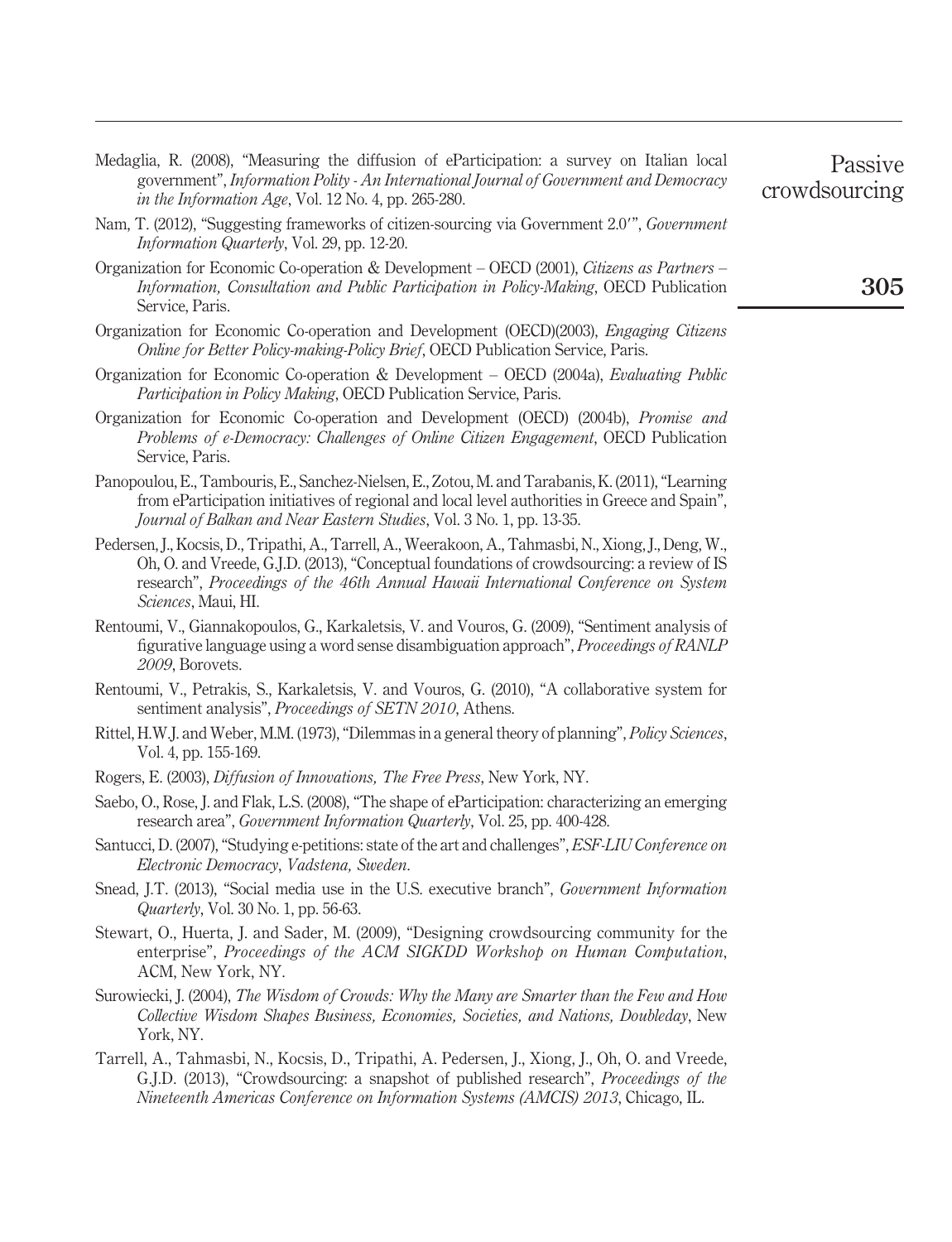Medaglia, R. (2008), "Measuring the diffusion of eParticipation: a survey on Italian local government", *Information Polity - An International Journal of Government and Democracy in the Information Age*, Vol. 12 No. 4, pp. 265-280.

Nam, T. (2012), "Suggesting frameworks of citizen-sourcing via Government 2.0′", *Government Information Quarterly*, Vol. 29, pp. 12-20.

Organization for Economic Co-operation & Development – OECD (2001), *Citizens as Partners – Information, Consultation and Public Participation in Policy-Making*, OECD Publication Service, Paris.

Organization for Economic Co-operation and Development (OECD)(2003), *Engaging Citizens Online for Better Policy-making-Policy Brief*, OECD Publication Service, Paris.

Organization for Economic Co-operation & Development – OECD (2004a), *Evaluating Public Participation in Policy Making*, OECD Publication Service, Paris.

Organization for Economic Co-operation and Development (OECD) (2004b), *Promise and Problems of e-Democracy: Challenges of Online Citizen Engagement*, OECD Publication Service, Paris.

Panopoulou, E., Tambouris, E., Sanchez-Nielsen, E., Zotou, M. and Tarabanis, K. (2011), "Learning from eParticipation initiatives of regional and local level authorities in Greece and Spain", *Journal of Balkan and Near Eastern Studies*, Vol. 3 No. 1, pp. 13-35.

Pedersen, J., Kocsis, D., Tripathi, A., Tarrell, A., Weerakoon, A., Tahmasbi, N., Xiong, J., Deng, W., Oh, O. and Vreede, G.J.D. (2013), "Conceptual foundations of crowdsourcing: a review of IS research", *Proceedings of the 46th Annual Hawaii International Conference on System Sciences*, Maui, HI.

Rentoumi, V., Giannakopoulos, G., Karkaletsis, V. and Vouros, G. (2009), "Sentiment analysis of figurative language using a word sense disambiguation approach", *Proceedings of RANLP 2009*, Borovets.

Rentoumi, V., Petrakis, S., Karkaletsis, V. and Vouros, G. (2010), "A collaborative system for sentiment analysis", *Proceedings of SETN 2010*, Athens.

Rittel, H.W.J. and Weber, M.M. (1973), "Dilemmas in a general theory of planning", *Policy Sciences*, Vol. 4, pp. 155-169.

Rogers, E. (2003), *Diffusion of Innovations, The Free Press*, New York, NY.

Saebo, O., Rose, J. and Flak, L.S. (2008), "The shape of eParticipation: characterizing an emerging research area", *Government Information Quarterly*, Vol. 25, pp. 400-428.

Santucci, D. (2007), "Studying e-petitions: state of the art and challenges", *ESF-LIU Conference on Electronic Democracy*, *Vadstena, Sweden*.

Snead, J.T. (2013), "Social media use in the U.S. executive branch", *Government Information Quarterly*, Vol. 30 No. 1, pp. 56-63.

Stewart, O., Huerta, J. and Sader, M. (2009), "Designing crowdsourcing community for the enterprise", *Proceedings of the ACM SIGKDD Workshop on Human Computation*, ACM, New York, NY.

Surowiecki, J. (2004), *The Wisdom of Crowds: Why the Many are Smarter than the Few and How Collective Wisdom Shapes Business, Economies, Societies, and Nations, Doubleday*, New York, NY.

Tarrell, A., Tahmasbi, N., Kocsis, D., Tripathi, A. Pedersen, J., Xiong, J., Oh, O. and Vreede, G.J.D. (2013), "Crowdsourcing: a snapshot of published research", *Proceedings of the Nineteenth Americas Conference on Information Systems (AMCIS) 2013*, Chicago, IL.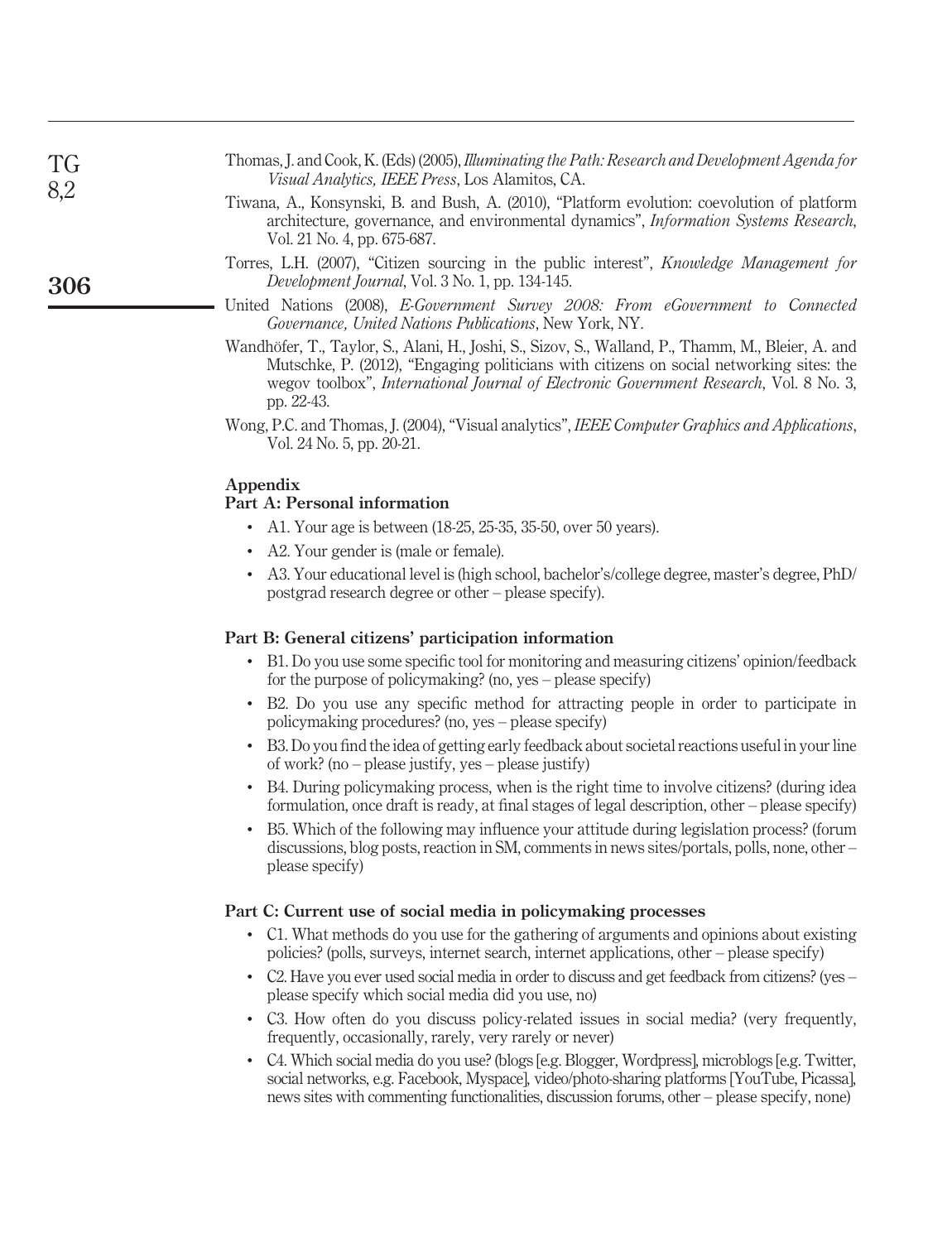Thomas, J. and Cook, K. (Eds) (2005), *Illuminating the Path: Research and Development Agenda for Visual Analytics, IEEE Press*, Los Alamitos, CA.

Tiwana, A., Konsynski, B. and Bush, A. (2010), "Platform evolution: coevolution of platform architecture, governance, and environmental dynamics", *Information Systems Research*, Vol. 21 No. 4, pp. 675-687.

Torres, L.H. (2007), "Citizen sourcing in the public interest", *Knowledge Management for Development Journal*, Vol. 3 No. 1, pp. 134-145.

United Nations (2008), *E-Government Survey 2008: From eGovernment to Connected Governance, United Nations Publications*, New York, NY.

Wandhöfer, T., Taylor, S., Alani, H., Joshi, S., Sizov, S., Walland, P., Thamm, M., Bleier, A. and Mutschke, P. (2012), "Engaging politicians with citizens on social networking sites: the wegov toolbox", *International Journal of Electronic Government Research*, Vol. 8 No. 3, pp. 22-43.

Wong, P.C. and Thomas, J. (2004), "Visual analytics", *IEEE Computer Graphics and Applications*, Vol. 24 No. 5, pp. 20-21.

## Appendix

### Part A: Personal information

- A1. Your age is between (18-25, 25-35, 35-50, over 50 years).
- A2. Your gender is (male or female).
- A3. Your educational level is (high school, bachelor's/college degree, master's degree, PhD/postgrad research degree or other – please specify).

### Part B: General citizens' participation information

- B1. Do you use some specific tool for monitoring and measuring citizens' opinion/feedback for the purpose of policymaking? (no, yes – please specify)
- B2. Do you use any specific method for attracting people in order to participate in policymaking procedures? (no, yes – please specify)
- B3. Do you find the idea of getting early feedback about societal reactions useful in your line of work? (no – please justify, yes – please justify)
- B4. During policymaking process, when is the right time to involve citizens? (during idea formulation, once draft is ready, at final stages of legal description, other – please specify)
- B5. Which of the following may influence your attitude during legislation process? (forum discussions, blog posts, reaction in SM, comments in news sites/portals, polls, none, other – please specify)

### Part C: Current use of social media in policymaking processes

- C1. What methods do you use for the gathering of arguments and opinions about existing policies? (polls, surveys, internet search, internet applications, other – please specify)
- C2. Have you ever used social media in order to discuss and get feedback from citizens? (yes – please specify which social media did you use, no)
- C3. How often do you discuss policy-related issues in social media? (very frequently, frequently, occasionally, rarely, very rarely or never)
- C4. Which social media do you use? (blogs [e.g. Blogger, Wordpress], microblogs [e.g. Twitter, social networks, e.g. Facebook, Myspace], video/photo-sharing platforms [YouTube, Picassa], news sites with commenting functionalities, discussion forums, other – please specify, none)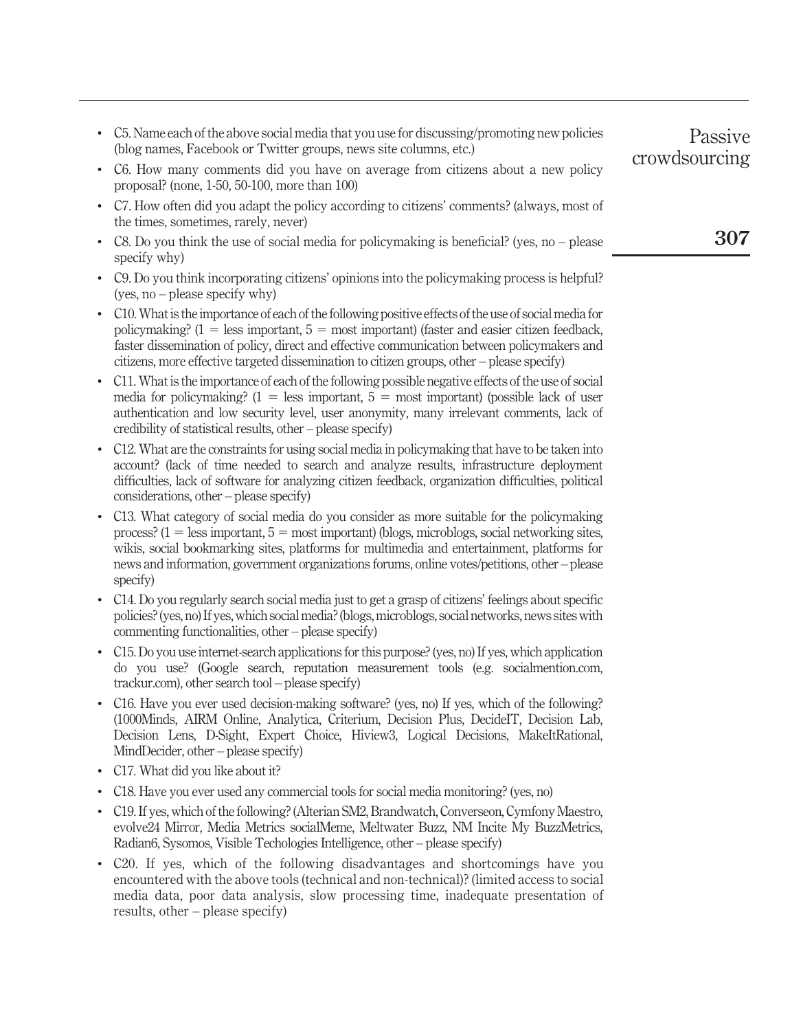- C5. Name each of the above social media that you use for discussing/promoting new policies (blog names, Facebook or Twitter groups, news site columns, etc.)
- C6. How many comments did you have on average from citizens about a new policy proposal? (none, 1-50, 50-100, more than 100)
- C7. How often did you adapt the policy according to citizens' comments? (always, most of the times, sometimes, rarely, never)
- C8. Do you think the use of social media for policymaking is beneficial? (yes, no – please specify why)
- C9. Do you think incorporating citizens' opinions into the policymaking process is helpful? (yes, no – please specify why)
- C10. What is the importance of each of the following positive effects of the use of social media for policymaking? (1 = less important, 5 = most important) (faster and easier citizen feedback, faster dissemination of policy, direct and effective communication between policymakers and citizens, more effective targeted dissemination to citizen groups, other – please specify)
- C11. What is the importance of each of the following possible negative effects of the use of social media for policymaking? (1 = less important, 5 = most important) (possible lack of user authentication and low security level, user anonymity, many irrelevant comments, lack of credibility of statistical results, other – please specify)
- C12. What are the constraints for using social media in policymaking that have to be taken into account? (lack of time needed to search and analyze results, infrastructure deployment difficulties, lack of software for analyzing citizen feedback, organization difficulties, political considerations, other – please specify)
- C13. What category of social media do you consider as more suitable for the policymaking process? (1 = less important, 5 = most important) (blogs, microblogs, social networking sites, wikis, social bookmarking sites, platforms for multimedia and entertainment, platforms for news and information, government organizations forums, online votes/petitions, other – please specify)
- C14. Do you regularly search social media just to get a grasp of citizens' feelings about specific policies? (yes, no) If yes, which social media? (blogs, microblogs, social networks, news sites with commenting functionalities, other – please specify)
- C15. Do you use internet-search applications for this purpose? (yes, no) If yes, which application do you use? (Google search, reputation measurement tools (e.g. socialmention.com, trackur.com), other search tool – please specify)
- C16. Have you ever used decision-making software? (yes, no) If yes, which of the following? (1000Minds, AIRM Online, Analytica, Criterium, Decision Plus, DecideIT, Decision Lab, Decision Lens, D-Sight, Expert Choice, Hiview3, Logical Decisions, MakeItRational, MindDecider, other – please specify)
- C17. What did you like about it?
- C18. Have you ever used any commercial tools for social media monitoring? (yes, no)
- C19. If yes, which of the following? (Alterian SM2, Brandwatch, Converseon, Cymfony Maestro, evolve24 Mirror, Media Metrics socialMeme, Meltwater Buzz, NM Incite My BuzzMetrics, Radian6, Sysomos, Visible Techologies Intelligence, other – please specify)
- C20. If yes, which of the following disadvantages and shortcomings have you encountered with the above tools (technical and non-technical)? (limited access to social media data, poor data analysis, slow processing time, inadequate presentation of results, other – please specify)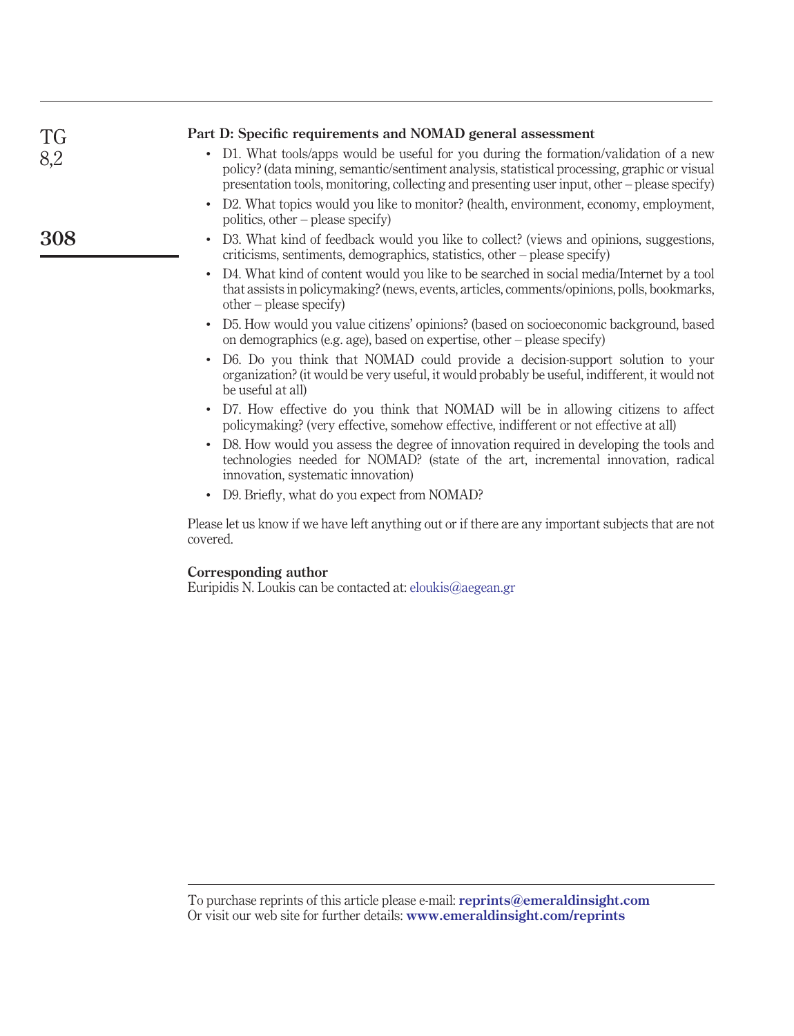**Part D: Specific requirements and NOMAD general assessment**

- D1. What tools/apps would be useful for you during the formation/validation of a new policy? (data mining, semantic/sentiment analysis, statistical processing, graphic or visual presentation tools, monitoring, collecting and presenting user input, other – please specify)
- D2. What topics would you like to monitor? (health, environment, economy, employment, politics, other – please specify)
- D3. What kind of feedback would you like to collect? (views and opinions, suggestions, criticisms, sentiments, demographics, statistics, other – please specify)
- D4. What kind of content would you like to be searched in social media/Internet by a tool that assists in policymaking? (news, events, articles, comments/opinions, polls, bookmarks, other – please specify)
- D5. How would you value citizens' opinions? (based on socioeconomic background, based on demographics (e.g. age), based on expertise, other – please specify)
- D6. Do you think that NOMAD could provide a decision-support solution to your organization? (it would be very useful, it would probably be useful, indifferent, it would not be useful at all)
- D7. How effective do you think that NOMAD will be in allowing citizens to affect policymaking? (very effective, somehow effective, indifferent or not effective at all)
- D8. How would you assess the degree of innovation required in developing the tools and technologies needed for NOMAD? (state of the art, incremental innovation, radical innovation, systematic innovation)
- D9. Briefly, what do you expect from NOMAD?

Please let us know if we have left anything out or if there are any important subjects that are not covered.

**Corresponding author**

Euripidis N. Loukis can be contacted at: eloukis@aegean.gr

To purchase reprints of this article please e-mail: **reprints@emeraldinsight.com**
Or visit our web site for further details: **www.emeraldinsight.com/reprints**